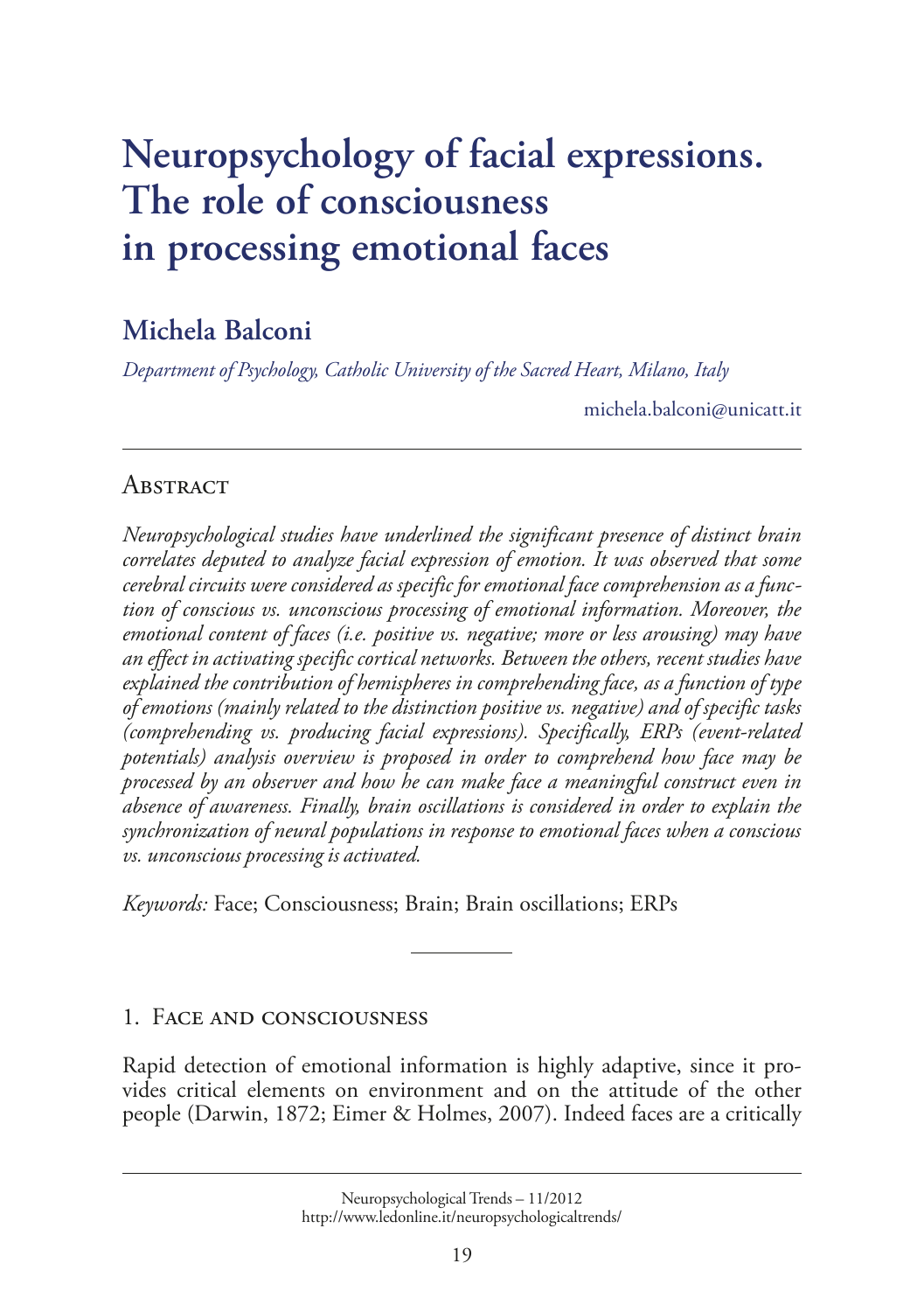# Neuropsychology of facial expressions. The role of consciousness in processing emotional faces

## Michela Balconi

*Department of Psychology, Catholic University of the Sacred Heart, Milano, Italy*

michela.balconi@unicatt.it

## Abstract

*Neuropsychological studies have underlined the significant presence of distinct brain correlates deputed to analyze facial expression of emotion. It was observed that some cerebral circuits were considered as specific for emotional face comprehension as a function of conscious vs. unconscious processing of emotional information. Moreover, the emotional content of faces (i.e. positive vs. negative; more or less arousing) may have an effect in activating specific cortical networks. Between the others, recent studies have explained the contribution of hemispheres in comprehending face, as a function of type of emotions (mainly related to the distinction positive vs. negative) and of specific tasks (comprehending vs. producing facial expressions). Specifically, ERPs (event-related potentials) analysis overview is proposed in order to comprehend how face may be processed by an observer and how he can make face a meaningful construct even in absence of awareness. Finally, brain oscillations is considered in order to explain the synchronization of neural populations in response to emotional faces when a conscious vs. unconscious processing is activated.*

*Keywords:* Face; Consciousness; Brain; Brain oscillations; ERPs

## 1. Face and consciousness

Rapid detection of emotional information is highly adaptive, since it provides critical elements on environment and on the attitude of the other people (Darwin, 1872; Eimer & Holmes, 2007). Indeed faces are a critically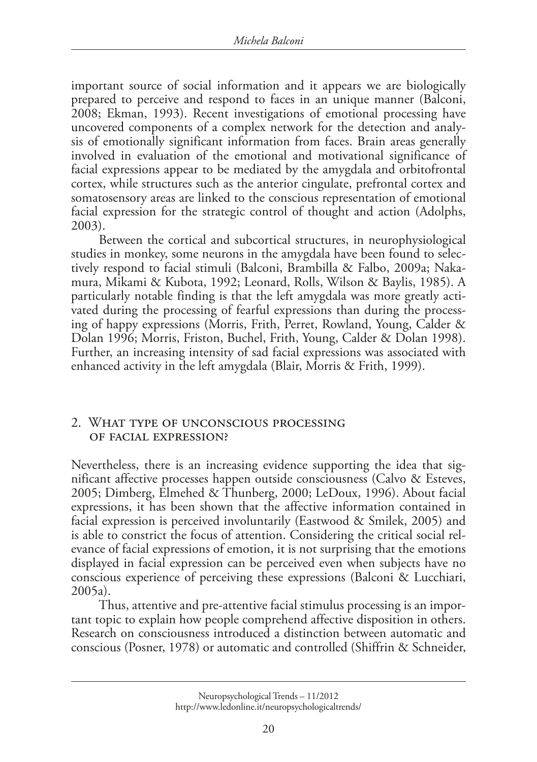important source of social information and it appears we are biologically prepared to perceive and respond to faces in an unique manner (Balconi, 2008; Ekman, 1993). Recent investigations of emotional processing have uncovered components of a complex network for the detection and analysis of emotionally significant information from faces. Brain areas generally involved in evaluation of the emotional and motivational significance of facial expressions appear to be mediated by the amygdala and orbitofrontal cortex, while structures such as the anterior cingulate, prefrontal cortex and somatosensory areas are linked to the conscious representation of emotional facial expression for the strategic control of thought and action (Adolphs, 2003).

Between the cortical and subcortical structures, in neurophysiological studies in monkey, some neurons in the amygdala have been found to selectively respond to facial stimuli (Balconi, Brambilla & Falbo, 2009a; Nakamura, Mikami & Kubota, 1992; Leonard, Rolls, Wilson & Baylis, 1985). A particularly notable finding is that the left amygdala was more greatly activated during the processing of fearful expressions than during the processing of happy expressions (Morris, Frith, Perret, Rowland, Young, Calder & Dolan 1996; Morris, Friston, Buchel, Frith, Young, Calder & Dolan 1998). Further, an increasing intensity of sad facial expressions was associated with enhanced activity in the left amygdala (Blair, Morris & Frith, 1999).

## 2. What type of unconscious processing of facial expression?

Nevertheless, there is an increasing evidence supporting the idea that significant affective processes happen outside consciousness (Calvo & Esteves, 2005; Dimberg, Elmehed & Thunberg, 2000; LeDoux, 1996). About facial expressions, it has been shown that the affective information contained in facial expression is perceived involuntarily (Eastwood & Smilek, 2005) and is able to constrict the focus of attention. Considering the critical social relevance of facial expressions of emotion, it is not surprising that the emotions displayed in facial expression can be perceived even when subjects have no conscious experience of perceiving these expressions (Balconi & Lucchiari, 2005a).

Thus, attentive and pre-attentive facial stimulus processing is an important topic to explain how people comprehend affective disposition in others. Research on consciousness introduced a distinction between automatic and conscious (Posner, 1978) or automatic and controlled (Shiffrin & Schneider,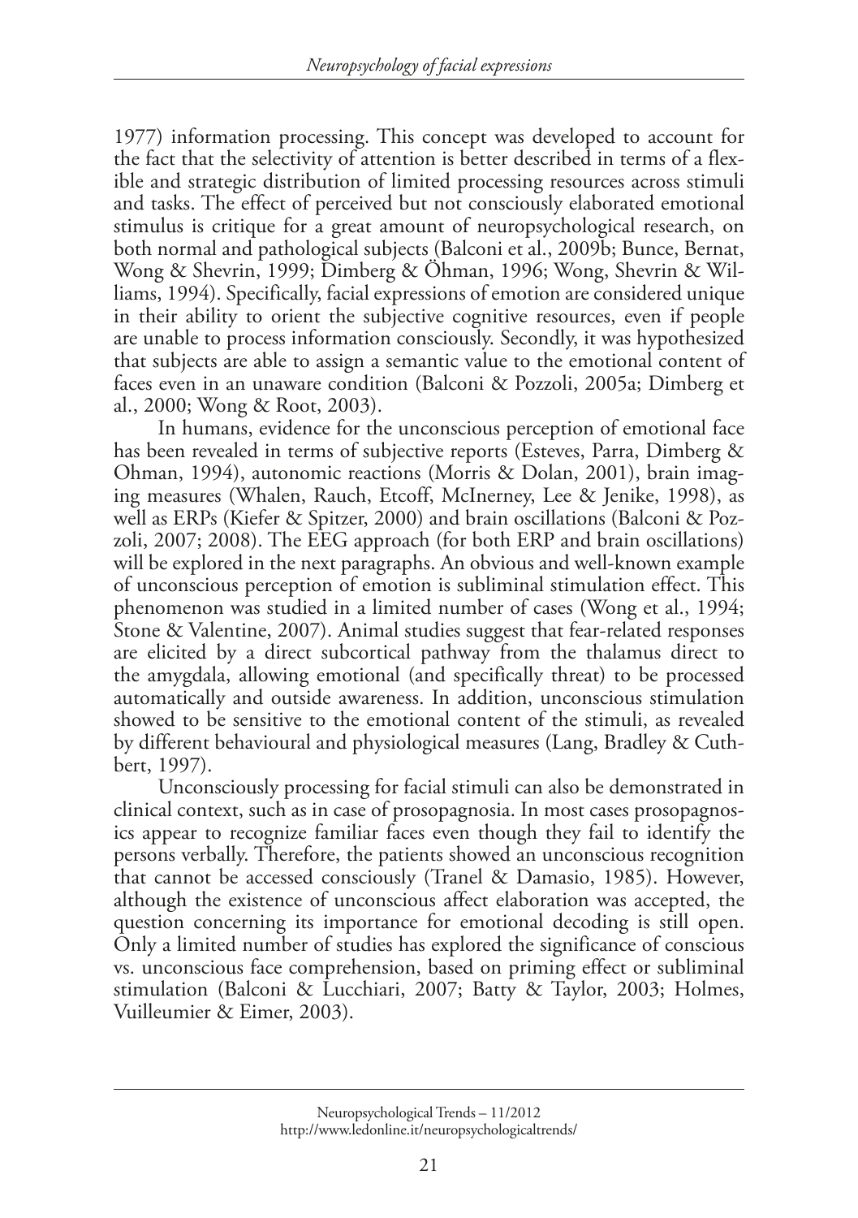1977) information processing. This concept was developed to account for the fact that the selectivity of attention is better described in terms of a flexible and strategic distribution of limited processing resources across stimuli and tasks. The effect of perceived but not consciously elaborated emotional stimulus is critique for a great amount of neuropsychological research, on both normal and pathological subjects (Balconi et al., 2009b; Bunce, Bernat, Wong & Shevrin, 1999; Dimberg & Öhman, 1996; Wong, Shevrin & Williams, 1994). Specifically, facial expressions of emotion are considered unique in their ability to orient the subjective cognitive resources, even if people are unable to process information consciously. Secondly, it was hypothesized that subjects are able to assign a semantic value to the emotional content of faces even in an unaware condition (Balconi & Pozzoli, 2005a; Dimberg et al., 2000; Wong & Root, 2003).

In humans, evidence for the unconscious perception of emotional face has been revealed in terms of subjective reports (Esteves, Parra, Dimberg & Ohman, 1994), autonomic reactions (Morris & Dolan, 2001), brain imaging measures (Whalen, Rauch, Etcoff, McInerney, Lee & Jenike, 1998), as well as ERPs (Kiefer & Spitzer, 2000) and brain oscillations (Balconi & Pozzoli, 2007; 2008). The EEG approach (for both ERP and brain oscillations) will be explored in the next paragraphs. An obvious and well-known example of unconscious perception of emotion is subliminal stimulation effect. This phenomenon was studied in a limited number of cases (Wong et al., 1994; Stone & Valentine, 2007). Animal studies suggest that fear-related responses are elicited by a direct subcortical pathway from the thalamus direct to the amygdala, allowing emotional (and specifically threat) to be processed automatically and outside awareness. In addition, unconscious stimulation showed to be sensitive to the emotional content of the stimuli, as revealed by different behavioural and physiological measures (Lang, Bradley & Cuthbert, 1997).

Unconsciously processing for facial stimuli can also be demonstrated in clinical context, such as in case of prosopagnosia. In most cases prosopagnosics appear to recognize familiar faces even though they fail to identify the persons verbally. Therefore, the patients showed an unconscious recognition that cannot be accessed consciously (Tranel & Damasio, 1985). However, although the existence of unconscious affect elaboration was accepted, the question concerning its importance for emotional decoding is still open. Only a limited number of studies has explored the significance of conscious vs. unconscious face comprehension, based on priming effect or subliminal stimulation (Balconi & Lucchiari, 2007; Batty & Taylor, 2003; Holmes, Vuilleumier & Eimer, 2003).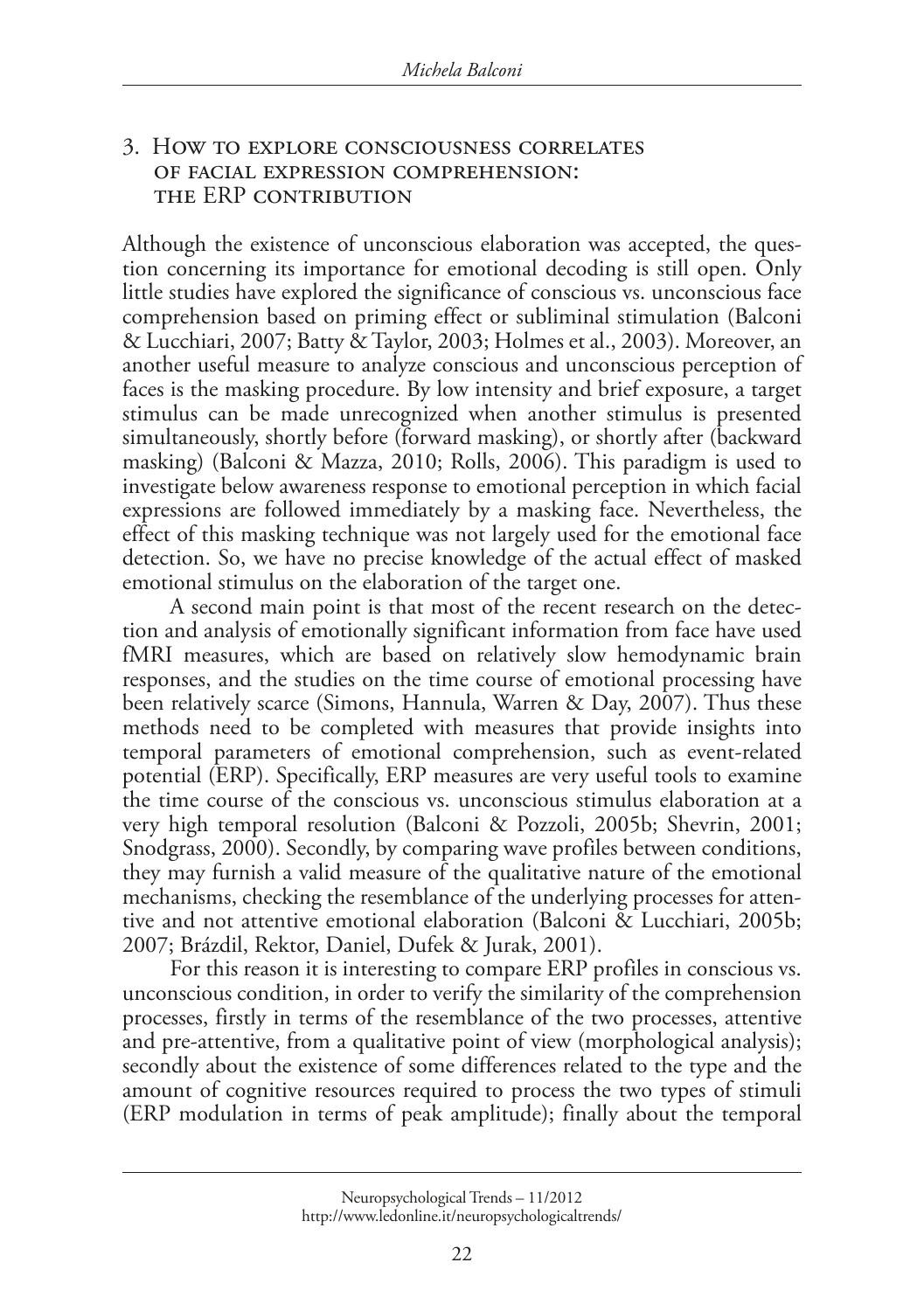## 3. How to explore consciousness correlates of facial expression comprehension: the ERP contribution

Although the existence of unconscious elaboration was accepted, the question concerning its importance for emotional decoding is still open. Only little studies have explored the significance of conscious vs. unconscious face comprehension based on priming effect or subliminal stimulation (Balconi & Lucchiari, 2007; Batty & Taylor, 2003; Holmes et al., 2003). Moreover, an another useful measure to analyze conscious and unconscious perception of faces is the masking procedure. By low intensity and brief exposure, a target stimulus can be made unrecognized when another stimulus is presented simultaneously, shortly before (forward masking), or shortly after (backward masking) (Balconi & Mazza, 2010; Rolls, 2006). This paradigm is used to investigate below awareness response to emotional perception in which facial expressions are followed immediately by a masking face. Nevertheless, the effect of this masking technique was not largely used for the emotional face detection. So, we have no precise knowledge of the actual effect of masked emotional stimulus on the elaboration of the target one.

A second main point is that most of the recent research on the detection and analysis of emotionally significant information from face have used fMRI measures, which are based on relatively slow hemodynamic brain responses, and the studies on the time course of emotional processing have been relatively scarce (Simons, Hannula, Warren & Day, 2007). Thus these methods need to be completed with measures that provide insights into temporal parameters of emotional comprehension, such as event-related potential (ERP). Specifically, ERP measures are very useful tools to examine the time course of the conscious vs. unconscious stimulus elaboration at a very high temporal resolution (Balconi & Pozzoli, 2005b; Shevrin, 2001; Snodgrass, 2000). Secondly, by comparing wave profiles between conditions, they may furnish a valid measure of the qualitative nature of the emotional mechanisms, checking the resemblance of the underlying processes for attentive and not attentive emotional elaboration (Balconi & Lucchiari, 2005b; 2007; Brázdil, Rektor, Daniel, Dufek & Jurak, 2001).

For this reason it is interesting to compare ERP profiles in conscious vs. unconscious condition, in order to verify the similarity of the comprehension processes, firstly in terms of the resemblance of the two processes, attentive and pre-attentive, from a qualitative point of view (morphological analysis); secondly about the existence of some differences related to the type and the amount of cognitive resources required to process the two types of stimuli (ERP modulation in terms of peak amplitude); finally about the temporal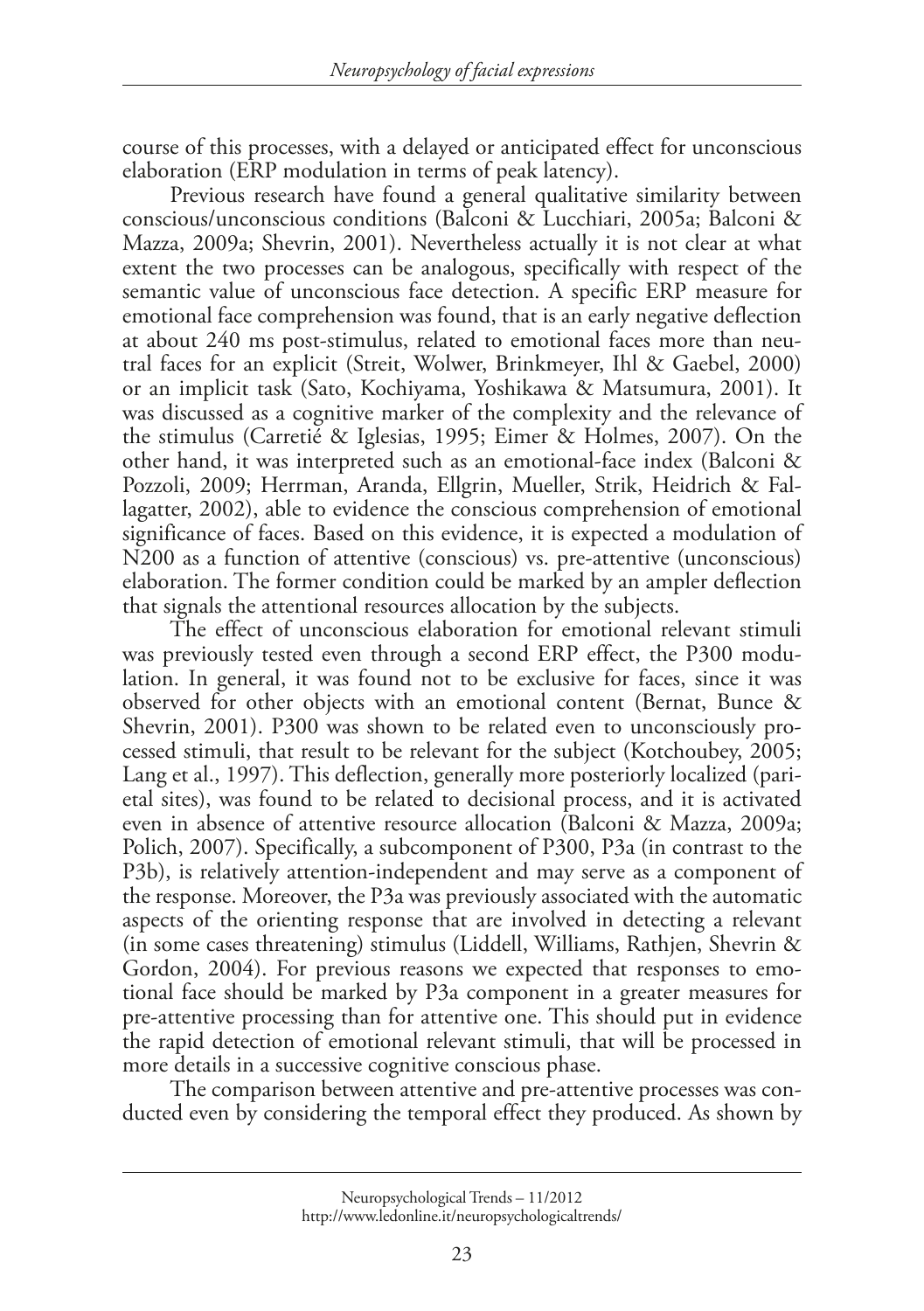course of this processes, with a delayed or anticipated effect for unconscious elaboration (ERP modulation in terms of peak latency).

Previous research have found a general qualitative similarity between conscious/unconscious conditions (Balconi & Lucchiari, 2005a; Balconi & Mazza, 2009a; Shevrin, 2001). Nevertheless actually it is not clear at what extent the two processes can be analogous, specifically with respect of the semantic value of unconscious face detection. A specific ERP measure for emotional face comprehension was found, that is an early negative deflection at about 240 ms post-stimulus, related to emotional faces more than neutral faces for an explicit (Streit, Wolwer, Brinkmeyer, Ihl & Gaebel, 2000) or an implicit task (Sato, Kochiyama, Yoshikawa & Matsumura, 2001). It was discussed as a cognitive marker of the complexity and the relevance of the stimulus (Carretié & Iglesias, 1995; Eimer & Holmes, 2007). On the other hand, it was interpreted such as an emotional-face index (Balconi & Pozzoli, 2009; Herrman, Aranda, Ellgrin, Mueller, Strik, Heidrich & Fallagatter, 2002), able to evidence the conscious comprehension of emotional significance of faces. Based on this evidence, it is expected a modulation of N200 as a function of attentive (conscious) vs. pre-attentive (unconscious) elaboration. The former condition could be marked by an ampler deflection that signals the attentional resources allocation by the subjects.

The effect of unconscious elaboration for emotional relevant stimuli was previously tested even through a second ERP effect, the P300 modulation. In general, it was found not to be exclusive for faces, since it was observed for other objects with an emotional content (Bernat, Bunce & Shevrin, 2001). P300 was shown to be related even to unconsciously processed stimuli, that result to be relevant for the subject (Kotchoubey, 2005; Lang et al., 1997). This deflection, generally more posteriorly localized (parietal sites), was found to be related to decisional process, and it is activated even in absence of attentive resource allocation (Balconi & Mazza, 2009a; Polich, 2007). Specifically, a subcomponent of P300, P3a (in contrast to the P3b), is relatively attention-independent and may serve as a component of the response. Moreover, the P3a was previously associated with the automatic aspects of the orienting response that are involved in detecting a relevant (in some cases threatening) stimulus (Liddell, Williams, Rathjen, Shevrin & Gordon, 2004). For previous reasons we expected that responses to emotional face should be marked by P3a component in a greater measures for pre-attentive processing than for attentive one. This should put in evidence the rapid detection of emotional relevant stimuli, that will be processed in more details in a successive cognitive conscious phase.

The comparison between attentive and pre-attentive processes was conducted even by considering the temporal effect they produced. As shown by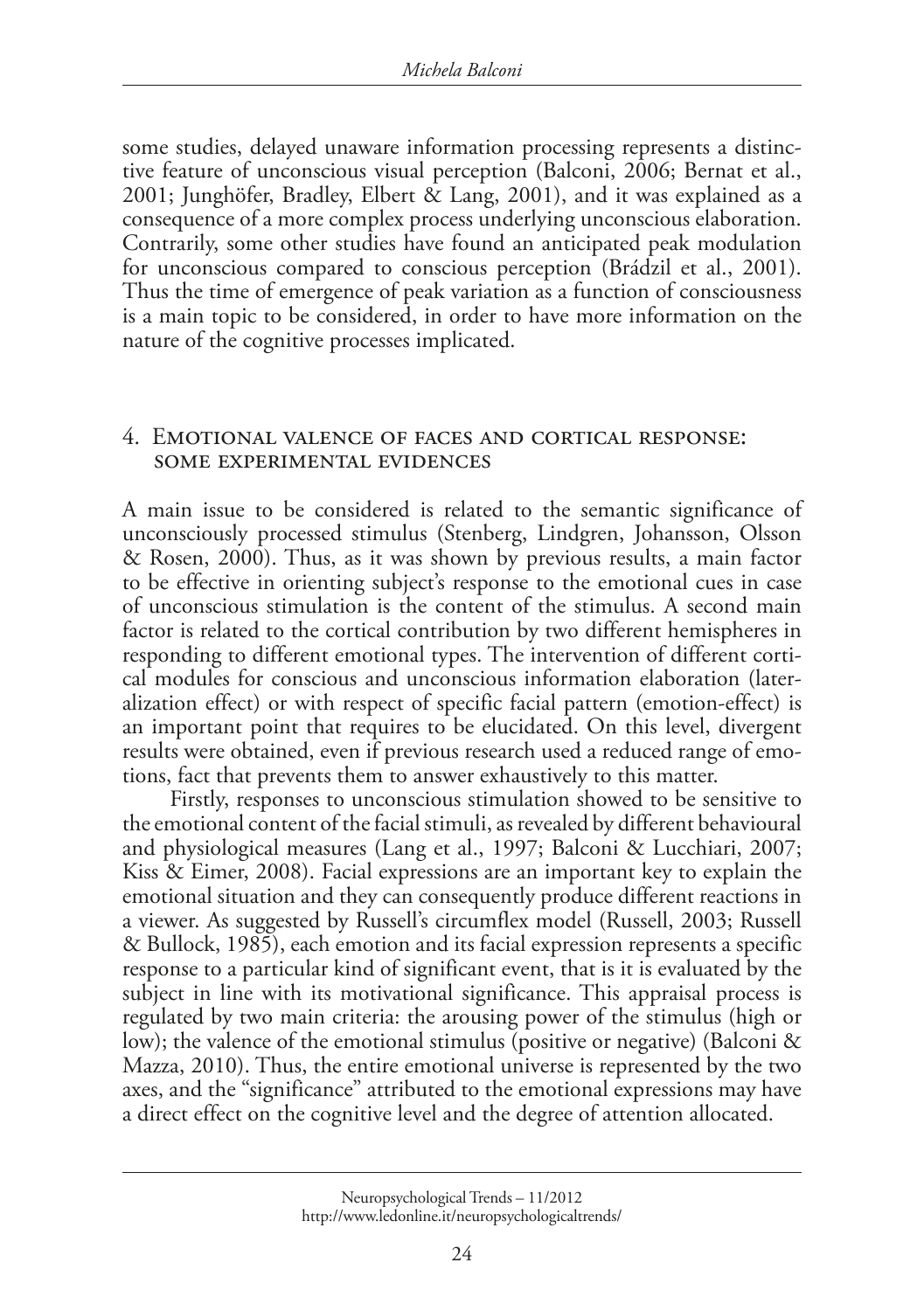some studies, delayed unaware information processing represents a distinctive feature of unconscious visual perception (Balconi, 2006; Bernat et al., 2001; Junghöfer, Bradley, Elbert & Lang, 2001), and it was explained as a consequence of a more complex process underlying unconscious elaboration. Contrarily, some other studies have found an anticipated peak modulation for unconscious compared to conscious perception (Brádzil et al., 2001). Thus the time of emergence of peak variation as a function of consciousness is a main topic to be considered, in order to have more information on the nature of the cognitive processes implicated.

## 4. Emotional valence of faces and cortical response: some experimental evidences

A main issue to be considered is related to the semantic significance of unconsciously processed stimulus (Stenberg, Lindgren, Johansson, Olsson & Rosen, 2000). Thus, as it was shown by previous results, a main factor to be effective in orienting subject's response to the emotional cues in case of unconscious stimulation is the content of the stimulus. A second main factor is related to the cortical contribution by two different hemispheres in responding to different emotional types. The intervention of different cortical modules for conscious and unconscious information elaboration (lateralization effect) or with respect of specific facial pattern (emotion-effect) is an important point that requires to be elucidated. On this level, divergent results were obtained, even if previous research used a reduced range of emotions, fact that prevents them to answer exhaustively to this matter.

Firstly, responses to unconscious stimulation showed to be sensitive to the emotional content of the facial stimuli, as revealed by different behavioural and physiological measures (Lang et al., 1997; Balconi & Lucchiari, 2007; Kiss & Eimer, 2008). Facial expressions are an important key to explain the emotional situation and they can consequently produce different reactions in a viewer. As suggested by Russell's circumflex model (Russell, 2003; Russell & Bullock, 1985), each emotion and its facial expression represents a specific response to a particular kind of significant event, that is it is evaluated by the subject in line with its motivational significance. This appraisal process is regulated by two main criteria: the arousing power of the stimulus (high or low); the valence of the emotional stimulus (positive or negative) (Balconi & Mazza, 2010). Thus, the entire emotional universe is represented by the two axes, and the "significance" attributed to the emotional expressions may have a direct effect on the cognitive level and the degree of attention allocated.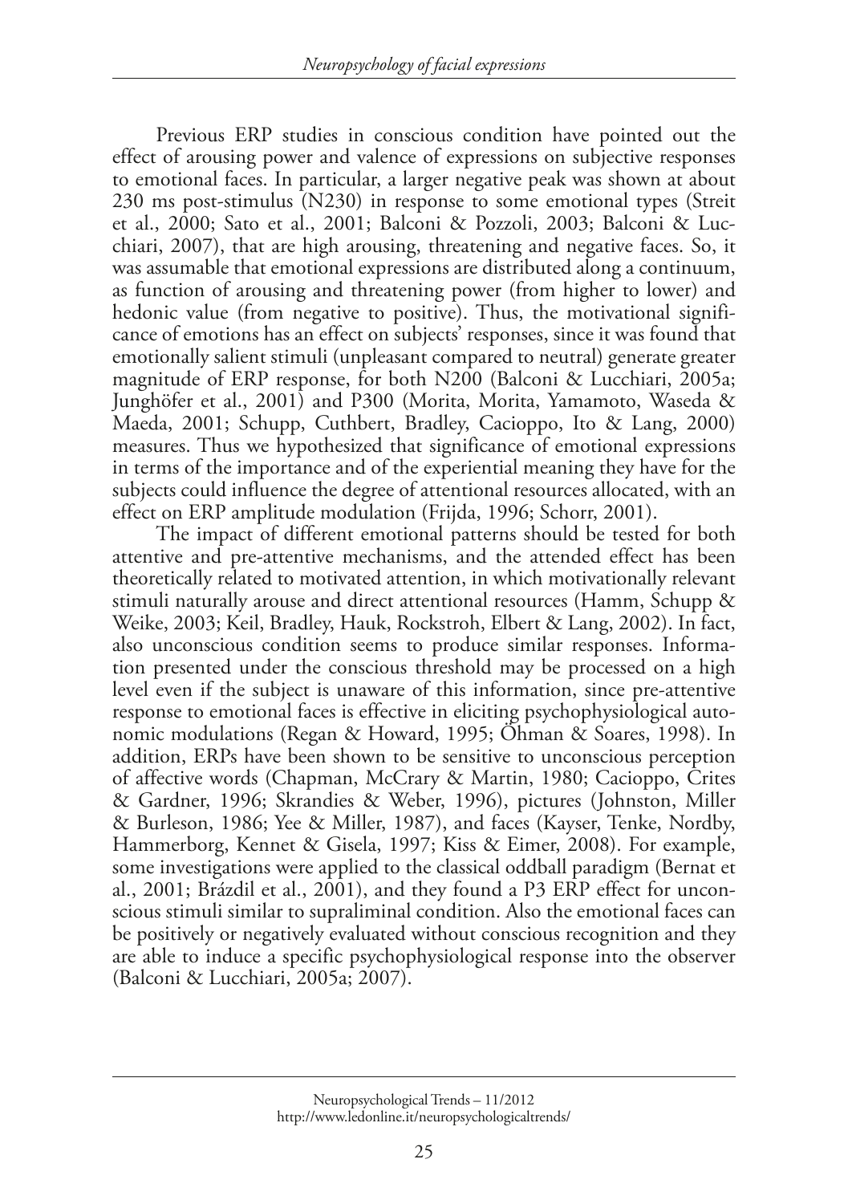Previous ERP studies in conscious condition have pointed out the effect of arousing power and valence of expressions on subjective responses to emotional faces. In particular, a larger negative peak was shown at about 230 ms post-stimulus (N230) in response to some emotional types (Streit et al., 2000; Sato et al., 2001; Balconi & Pozzoli, 2003; Balconi & Lucchiari, 2007), that are high arousing, threatening and negative faces. So, it was assumable that emotional expressions are distributed along a continuum, as function of arousing and threatening power (from higher to lower) and hedonic value (from negative to positive). Thus, the motivational significance of emotions has an effect on subjects' responses, since it was found that emotionally salient stimuli (unpleasant compared to neutral) generate greater magnitude of ERP response, for both N200 (Balconi & Lucchiari, 2005a; Junghöfer et al., 2001) and P300 (Morita, Morita, Yamamoto, Waseda & Maeda, 2001; Schupp, Cuthbert, Bradley, Cacioppo, Ito & Lang, 2000) measures. Thus we hypothesized that significance of emotional expressions in terms of the importance and of the experiential meaning they have for the subjects could influence the degree of attentional resources allocated, with an effect on ERP amplitude modulation (Frijda, 1996; Schorr, 2001).

The impact of different emotional patterns should be tested for both attentive and pre-attentive mechanisms, and the attended effect has been theoretically related to motivated attention, in which motivationally relevant stimuli naturally arouse and direct attentional resources (Hamm, Schupp & Weike, 2003; Keil, Bradley, Hauk, Rockstroh, Elbert & Lang, 2002). In fact, also unconscious condition seems to produce similar responses. Information presented under the conscious threshold may be processed on a high level even if the subject is unaware of this information, since pre-attentive response to emotional faces is effective in eliciting psychophysiological autonomic modulations (Regan & Howard, 1995; Öhman & Soares, 1998). In addition, ERPs have been shown to be sensitive to unconscious perception of affective words (Chapman, McCrary & Martin, 1980; Cacioppo, Crites & Gardner, 1996; Skrandies & Weber, 1996), pictures (Johnston, Miller & Burleson, 1986; Yee & Miller, 1987), and faces (Kayser, Tenke, Nordby, Hammerborg, Kennet & Gisela, 1997; Kiss & Eimer, 2008). For example, some investigations were applied to the classical oddball paradigm (Bernat et al., 2001; Brázdil et al., 2001), and they found a P3 ERP effect for unconscious stimuli similar to supraliminal condition. Also the emotional faces can be positively or negatively evaluated without conscious recognition and they are able to induce a specific psychophysiological response into the observer (Balconi & Lucchiari, 2005a; 2007).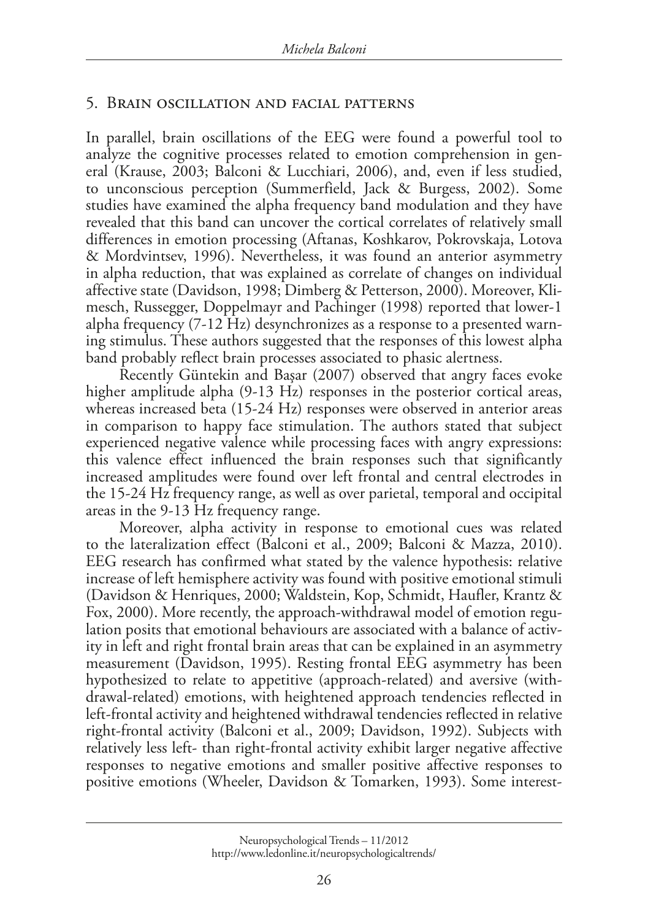## 5. Brain oscillation and facial patterns

In parallel, brain oscillations of the EEG were found a powerful tool to analyze the cognitive processes related to emotion comprehension in general (Krause, 2003; Balconi & Lucchiari, 2006), and, even if less studied, to unconscious perception (Summerfield, Jack & Burgess, 2002). Some studies have examined the alpha frequency band modulation and they have revealed that this band can uncover the cortical correlates of relatively small differences in emotion processing (Aftanas, Koshkarov, Pokrovskaja, Lotova & Mordvintsev, 1996). Nevertheless, it was found an anterior asymmetry in alpha reduction, that was explained as correlate of changes on individual affective state (Davidson, 1998; Dimberg & Petterson, 2000). Moreover, Klimesch, Russegger, Doppelmayr and Pachinger (1998) reported that lower-1 alpha frequency (7-12 Hz) desynchronizes as a response to a presented warning stimulus. These authors suggested that the responses of this lowest alpha band probably reflect brain processes associated to phasic alertness.

Recently Güntekin and Başar (2007) observed that angry faces evoke higher amplitude alpha (9-13 Hz) responses in the posterior cortical areas, whereas increased beta (15-24 Hz) responses were observed in anterior areas in comparison to happy face stimulation. The authors stated that subject experienced negative valence while processing faces with angry expressions: this valence effect influenced the brain responses such that significantly increased amplitudes were found over left frontal and central electrodes in the 15-24 Hz frequency range, as well as over parietal, temporal and occipital areas in the 9-13 Hz frequency range.

Moreover, alpha activity in response to emotional cues was related to the lateralization effect (Balconi et al., 2009; Balconi & Mazza, 2010). EEG research has confirmed what stated by the valence hypothesis: relative increase of left hemisphere activity was found with positive emotional stimuli (Davidson & Henriques, 2000; Waldstein, Kop, Schmidt, Haufler, Krantz & Fox, 2000). More recently, the approach-withdrawal model of emotion regulation posits that emotional behaviours are associated with a balance of activity in left and right frontal brain areas that can be explained in an asymmetry measurement (Davidson, 1995). Resting frontal EEG asymmetry has been hypothesized to relate to appetitive (approach-related) and aversive (withdrawal-related) emotions, with heightened approach tendencies reflected in left-frontal activity and heightened withdrawal tendencies reflected in relative right-frontal activity (Balconi et al., 2009; Davidson, 1992). Subjects with relatively less left- than right-frontal activity exhibit larger negative affective responses to negative emotions and smaller positive affective responses to positive emotions (Wheeler, Davidson & Tomarken, 1993). Some interest-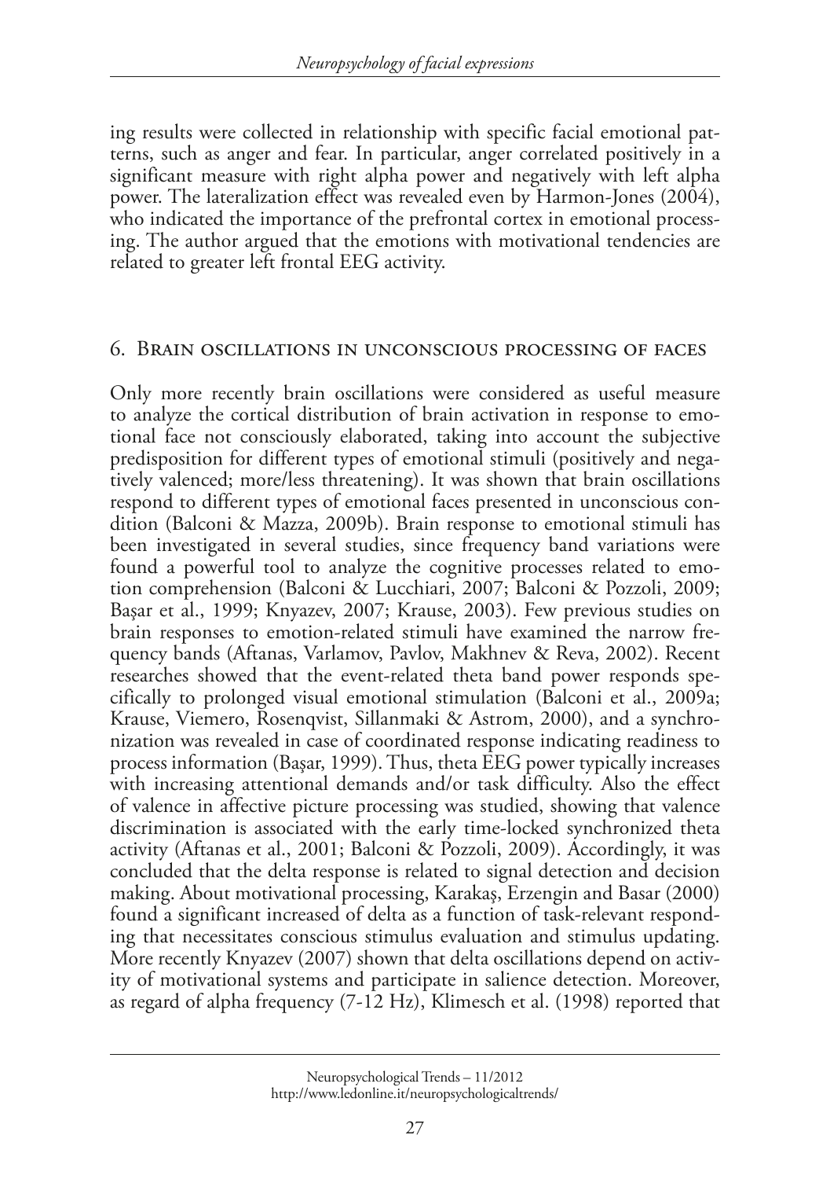ing results were collected in relationship with specific facial emotional patterns, such as anger and fear. In particular, anger correlated positively in a significant measure with right alpha power and negatively with left alpha power. The lateralization effect was revealed even by Harmon-Jones (2004), who indicated the importance of the prefrontal cortex in emotional processing. The author argued that the emotions with motivational tendencies are related to greater left frontal EEG activity.

## 6. Brain oscillations in unconscious processing of faces

Only more recently brain oscillations were considered as useful measure to analyze the cortical distribution of brain activation in response to emotional face not consciously elaborated, taking into account the subjective predisposition for different types of emotional stimuli (positively and negatively valenced; more/less threatening). It was shown that brain oscillations respond to different types of emotional faces presented in unconscious condition (Balconi & Mazza, 2009b). Brain response to emotional stimuli has been investigated in several studies, since frequency band variations were found a powerful tool to analyze the cognitive processes related to emotion comprehension (Balconi & Lucchiari, 2007; Balconi & Pozzoli, 2009; Başar et al., 1999; Knyazev, 2007; Krause, 2003). Few previous studies on brain responses to emotion-related stimuli have examined the narrow frequency bands (Aftanas, Varlamov, Pavlov, Makhnev & Reva, 2002). Recent researches showed that the event-related theta band power responds specifically to prolonged visual emotional stimulation (Balconi et al., 2009a; Krause, Viemero, Rosenqvist, Sillanmaki & Astrom, 2000), and a synchronization was revealed in case of coordinated response indicating readiness to process information (Başar, 1999). Thus, theta EEG power typically increases with increasing attentional demands and/or task difficulty. Also the effect of valence in affective picture processing was studied, showing that valence discrimination is associated with the early time-locked synchronized theta activity (Aftanas et al., 2001; Balconi & Pozzoli, 2009). Accordingly, it was concluded that the delta response is related to signal detection and decision making. About motivational processing, Karakaş, Erzengin and Basar (2000) found a significant increased of delta as a function of task-relevant responding that necessitates conscious stimulus evaluation and stimulus updating. More recently Knyazev (2007) shown that delta oscillations depend on activity of motivational systems and participate in salience detection. Moreover, as regard of alpha frequency (7-12 Hz), Klimesch et al. (1998) reported that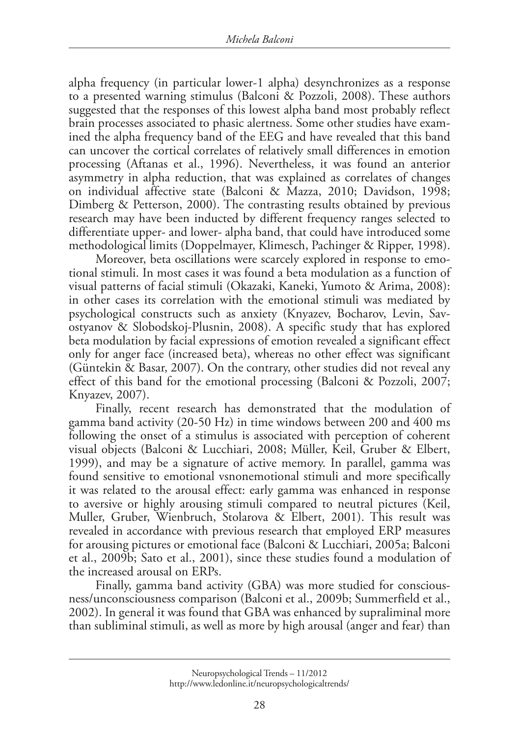alpha frequency (in particular lower-1 alpha) desynchronizes as a response to a presented warning stimulus (Balconi & Pozzoli, 2008). These authors suggested that the responses of this lowest alpha band most probably reflect brain processes associated to phasic alertness. Some other studies have examined the alpha frequency band of the EEG and have revealed that this band can uncover the cortical correlates of relatively small differences in emotion processing (Aftanas et al., 1996). Nevertheless, it was found an anterior asymmetry in alpha reduction, that was explained as correlates of changes on individual affective state (Balconi & Mazza, 2010; Davidson, 1998; Dimberg & Petterson, 2000). The contrasting results obtained by previous research may have been inducted by different frequency ranges selected to differentiate upper- and lower- alpha band, that could have introduced some methodological limits (Doppelmayer, Klimesch, Pachinger & Ripper, 1998).

Moreover, beta oscillations were scarcely explored in response to emotional stimuli. In most cases it was found a beta modulation as a function of visual patterns of facial stimuli (Okazaki, Kaneki, Yumoto & Arima, 2008): in other cases its correlation with the emotional stimuli was mediated by psychological constructs such as anxiety (Knyazev, Bocharov, Levin, Savostyanov & Slobodskoj-Plusnin, 2008). A specific study that has explored beta modulation by facial expressions of emotion revealed a significant effect only for anger face (increased beta), whereas no other effect was significant (Güntekin & Basar, 2007). On the contrary, other studies did not reveal any effect of this band for the emotional processing (Balconi & Pozzoli, 2007; Knyazev, 2007).

Finally, recent research has demonstrated that the modulation of gamma band activity (20-50 Hz) in time windows between 200 and 400 ms following the onset of a stimulus is associated with perception of coherent visual objects (Balconi & Lucchiari, 2008; Müller, Keil, Gruber & Elbert, 1999), and may be a signature of active memory. In parallel, gamma was found sensitive to emotional vsnonemotional stimuli and more specifically it was related to the arousal effect: early gamma was enhanced in response to aversive or highly arousing stimuli compared to neutral pictures (Keil, Muller, Gruber, Wienbruch, Stolarova & Elbert, 2001). This result was revealed in accordance with previous research that employed ERP measures for arousing pictures or emotional face (Balconi & Lucchiari, 2005a; Balconi et al., 2009b; Sato et al., 2001), since these studies found a modulation of the increased arousal on ERPs.

Finally, gamma band activity (GBA) was more studied for consciousness/unconsciousness comparison (Balconi et al., 2009b; Summerfield et al., 2002). In general it was found that GBA was enhanced by supraliminal more than subliminal stimuli, as well as more by high arousal (anger and fear) than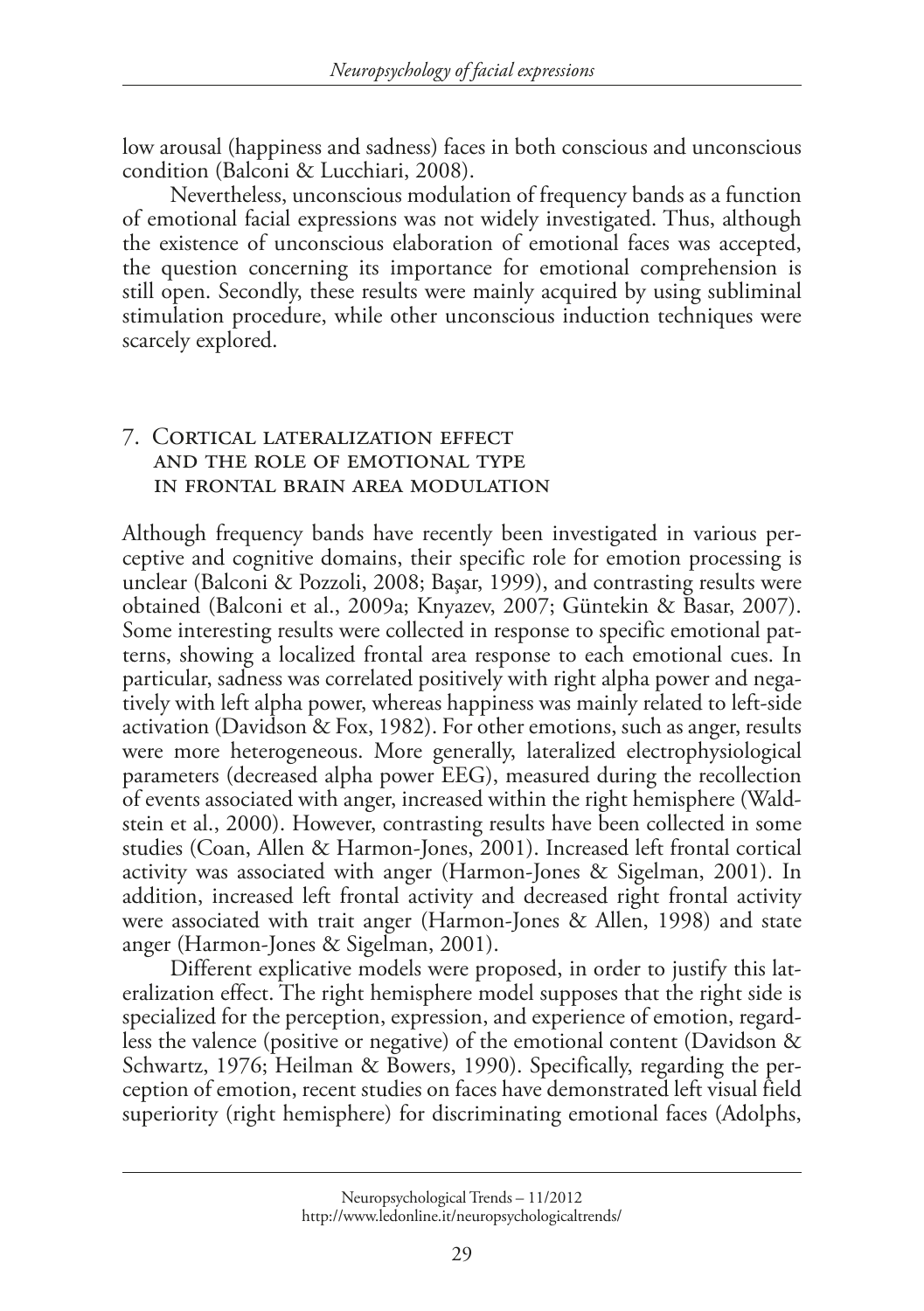low arousal (happiness and sadness) faces in both conscious and unconscious condition (Balconi & Lucchiari, 2008).

Nevertheless, unconscious modulation of frequency bands as a function of emotional facial expressions was not widely investigated. Thus, although the existence of unconscious elaboration of emotional faces was accepted, the question concerning its importance for emotional comprehension is still open. Secondly, these results were mainly acquired by using subliminal stimulation procedure, while other unconscious induction techniques were scarcely explored.

## 7. Cortical lateralization effect and the role of emotional type in frontal brain area modulation

Although frequency bands have recently been investigated in various perceptive and cognitive domains, their specific role for emotion processing is unclear (Balconi & Pozzoli, 2008; Başar, 1999), and contrasting results were obtained (Balconi et al., 2009a; Knyazev, 2007; Güntekin & Basar, 2007). Some interesting results were collected in response to specific emotional patterns, showing a localized frontal area response to each emotional cues. In particular, sadness was correlated positively with right alpha power and negatively with left alpha power, whereas happiness was mainly related to left-side activation (Davidson & Fox, 1982). For other emotions, such as anger, results were more heterogeneous. More generally, lateralized electrophysiological parameters (decreased alpha power EEG), measured during the recollection of events associated with anger, increased within the right hemisphere (Waldstein et al., 2000). However, contrasting results have been collected in some studies (Coan, Allen & Harmon-Jones, 2001). Increased left frontal cortical activity was associated with anger (Harmon-Jones & Sigelman, 2001). In addition, increased left frontal activity and decreased right frontal activity were associated with trait anger (Harmon-Jones & Allen, 1998) and state anger (Harmon-Jones & Sigelman, 2001).

Different explicative models were proposed, in order to justify this lateralization effect. The right hemisphere model supposes that the right side is specialized for the perception, expression, and experience of emotion, regardless the valence (positive or negative) of the emotional content (Davidson & Schwartz, 1976; Heilman & Bowers, 1990). Specifically, regarding the perception of emotion, recent studies on faces have demonstrated left visual field superiority (right hemisphere) for discriminating emotional faces (Adolphs,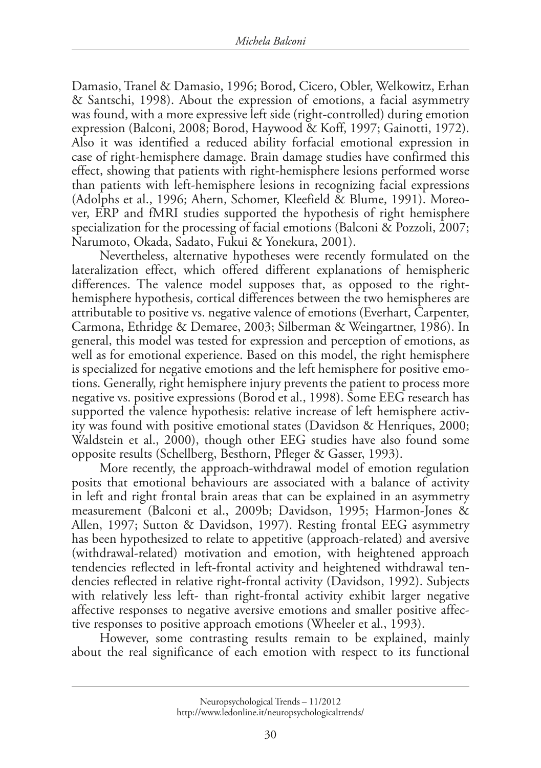Damasio, Tranel & Damasio, 1996; Borod, Cicero, Obler, Welkowitz, Erhan & Santschi, 1998). About the expression of emotions, a facial asymmetry was found, with a more expressive left side (right-controlled) during emotion expression (Balconi, 2008; Borod, Haywood & Koff, 1997; Gainotti, 1972). Also it was identified a reduced ability forfacial emotional expression in case of right-hemisphere damage. Brain damage studies have confirmed this effect, showing that patients with right-hemisphere lesions performed worse than patients with left-hemisphere lesions in recognizing facial expressions (Adolphs et al., 1996; Ahern, Schomer, Kleefield & Blume, 1991). Moreover, ERP and fMRI studies supported the hypothesis of right hemisphere specialization for the processing of facial emotions (Balconi & Pozzoli, 2007; Narumoto, Okada, Sadato, Fukui & Yonekura, 2001).

Nevertheless, alternative hypotheses were recently formulated on the lateralization effect, which offered different explanations of hemispheric differences. The valence model supposes that, as opposed to the right-hemisphere hypothesis, cortical differences between the two hemispheres are attributable to positive vs. negative valence of emotions (Everhart, Carpenter, Carmona, Ethridge & Demaree, 2003; Silberman & Weingartner, 1986). In general, this model was tested for expression and perception of emotions, as well as for emotional experience. Based on this model, the right hemisphere is specialized for negative emotions and the left hemisphere for positive emotions. Generally, right hemisphere injury prevents the patient to process more negative vs. positive expressions (Borod et al., 1998). Some EEG research has supported the valence hypothesis: relative increase of left hemisphere activity was found with positive emotional states (Davidson & Henriques, 2000; Waldstein et al., 2000), though other EEG studies have also found some opposite results (Schellberg, Besthorn, Pfleger & Gasser, 1993).

More recently, the approach-withdrawal model of emotion regulation posits that emotional behaviours are associated with a balance of activity in left and right frontal brain areas that can be explained in an asymmetry measurement (Balconi et al., 2009b; Davidson, 1995; Harmon-Jones & Allen, 1997; Sutton & Davidson, 1997). Resting frontal EEG asymmetry has been hypothesized to relate to appetitive (approach-related) and aversive (withdrawal-related) motivation and emotion, with heightened approach tendencies reflected in left-frontal activity and heightened withdrawal tendencies reflected in relative right-frontal activity (Davidson, 1992). Subjects with relatively less left- than right-frontal activity exhibit larger negative affective responses to negative aversive emotions and smaller positive affective responses to positive approach emotions (Wheeler et al., 1993).

However, some contrasting results remain to be explained, mainly about the real significance of each emotion with respect to its functional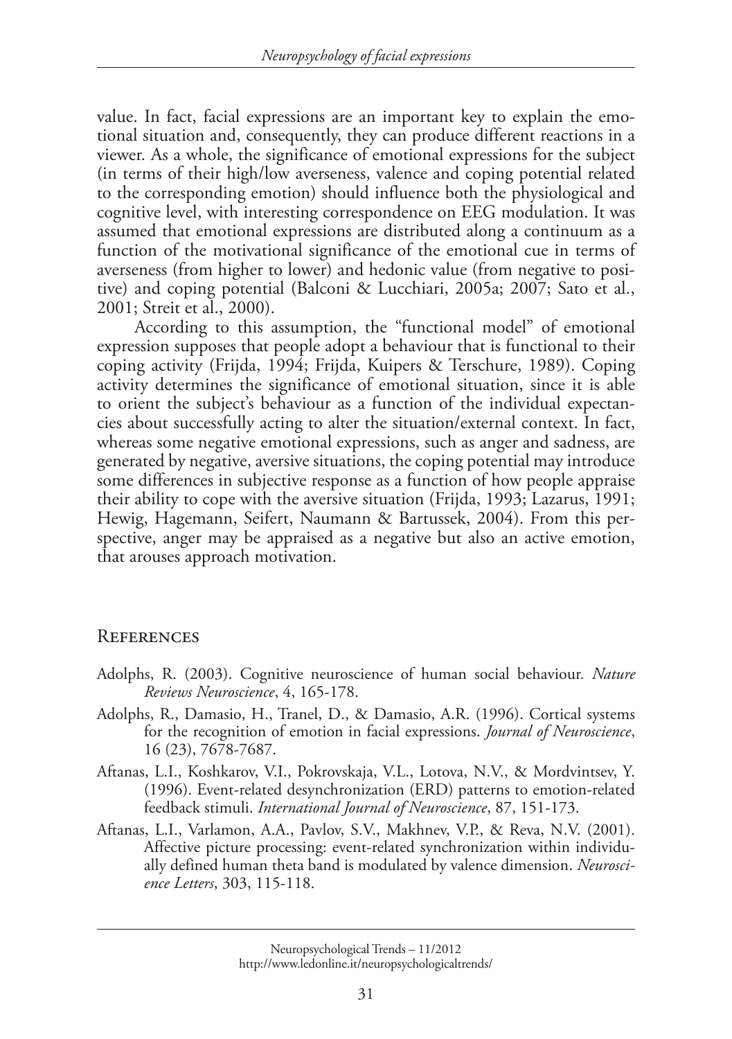value. In fact, facial expressions are an important key to explain the emotional situation and, consequently, they can produce different reactions in a viewer. As a whole, the significance of emotional expressions for the subject (in terms of their high/low averseness, valence and coping potential related to the corresponding emotion) should influence both the physiological and cognitive level, with interesting correspondence on EEG modulation. It was assumed that emotional expressions are distributed along a continuum as a function of the motivational significance of the emotional cue in terms of averseness (from higher to lower) and hedonic value (from negative to positive) and coping potential (Balconi & Lucchiari, 2005a; 2007; Sato et al., 2001; Streit et al., 2000).

According to this assumption, the "functional model" of emotional expression supposes that people adopt a behaviour that is functional to their coping activity (Frijda, 1994; Frijda, Kuipers & Terschure, 1989). Coping activity determines the significance of emotional situation, since it is able to orient the subject's behaviour as a function of the individual expectancies about successfully acting to alter the situation/external context. In fact, whereas some negative emotional expressions, such as anger and sadness, are generated by negative, aversive situations, the coping potential may introduce some differences in subjective response as a function of how people appraise their ability to cope with the aversive situation (Frijda, 1993; Lazarus, 1991; Hewig, Hagemann, Seifert, Naumann & Bartussek, 2004). From this perspective, anger may be appraised as a negative but also an active emotion, that arouses approach motivation.

## References

- Adolphs, R. (2003). Cognitive neuroscience of human social behaviour. *Nature Reviews Neuroscience*, 4, 165-178.
- Adolphs, R., Damasio, H., Tranel, D., & Damasio, A.R. (1996). Cortical systems for the recognition of emotion in facial expressions. *Journal of Neuroscience*, 16 (23), 7678-7687.
- Aftanas, L.I., Koshkarov, V.I., Pokrovskaja, V.L., Lotova, N.V., & Mordvintsev, Y. (1996). Event-related desynchronization (ERD) patterns to emotion-related feedback stimuli. *International Journal of Neuroscience*, 87, 151-173.
- Aftanas, L.I., Varlamon, A.A., Pavlov, S.V., Makhnev, V.P., & Reva, N.V. (2001). Affective picture processing: event-related synchronization within individually defined human theta band is modulated by valence dimension. *Neuroscience Letters*, 303, 115-118.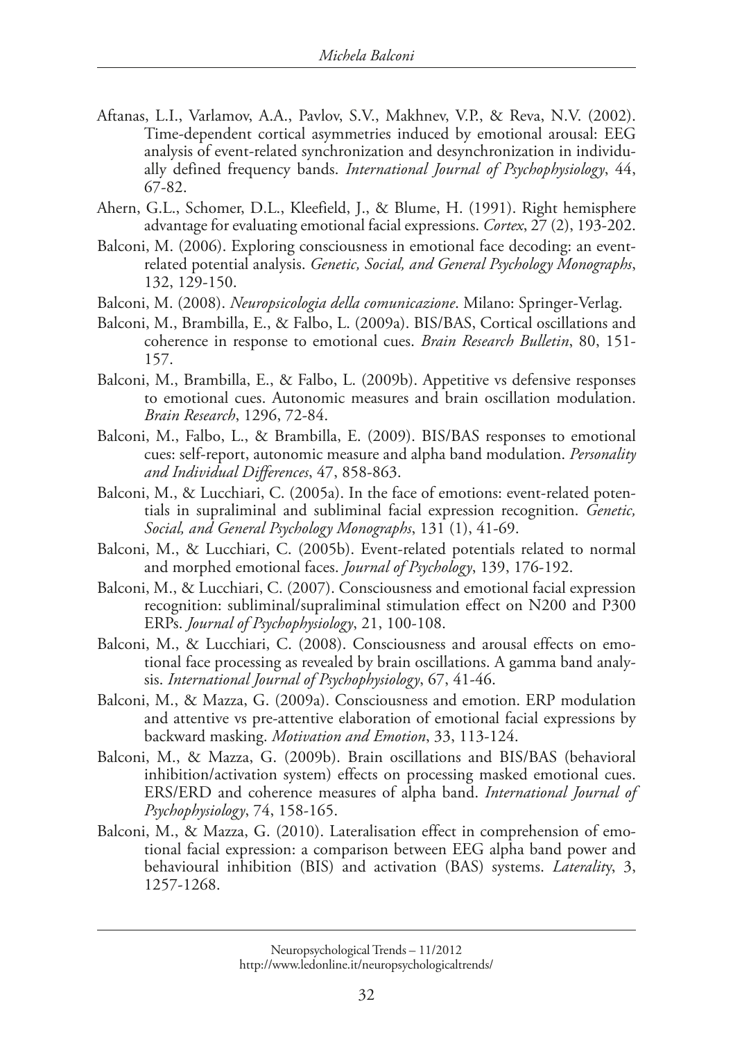Aftanas, L.I., Varlamov, A.A., Pavlov, S.V., Makhnev, V.P., & Reva, N.V. (2002). Time-dependent cortical asymmetries induced by emotional arousal: EEG analysis of event-related synchronization and desynchronization in individually defined frequency bands. *International Journal of Psychophysiology*, 44, 67-82.

Ahern, G.L., Schomer, D.L., Kleefield, J., & Blume, H. (1991). Right hemisphere advantage for evaluating emotional facial expressions. *Cortex*, 27 (2), 193-202.

Balconi, M. (2006). Exploring consciousness in emotional face decoding: an event-related potential analysis. *Genetic, Social, and General Psychology Monographs*, 132, 129-150.

Balconi, M. (2008). *Neuropsicologia della comunicazione*. Milano: Springer-Verlag.

Balconi, M., Brambilla, E., & Falbo, L. (2009a). BIS/BAS, Cortical oscillations and coherence in response to emotional cues. *Brain Research Bulletin*, 80, 151-157.

Balconi, M., Brambilla, E., & Falbo, L. (2009b). Appetitive vs defensive responses to emotional cues. Autonomic measures and brain oscillation modulation. *Brain Research*, 1296, 72-84.

Balconi, M., Falbo, L., & Brambilla, E. (2009). BIS/BAS responses to emotional cues: self-report, autonomic measure and alpha band modulation. *Personality and Individual Differences*, 47, 858-863.

Balconi, M., & Lucchiari, C. (2005a). In the face of emotions: event-related potentials in supraliminal and subliminal facial expression recognition. *Genetic, Social, and General Psychology Monographs*, 131 (1), 41-69.

Balconi, M., & Lucchiari, C. (2005b). Event-related potentials related to normal and morphed emotional faces. *Journal of Psychology*, 139, 176-192.

Balconi, M., & Lucchiari, C. (2007). Consciousness and emotional facial expression recognition: subliminal/supraliminal stimulation effect on N200 and P300 ERPs. *Journal of Psychophysiology*, 21, 100-108.

Balconi, M., & Lucchiari, C. (2008). Consciousness and arousal effects on emotional face processing as revealed by brain oscillations. A gamma band analysis. *International Journal of Psychophysiology*, 67, 41-46.

Balconi, M., & Mazza, G. (2009a). Consciousness and emotion. ERP modulation and attentive vs pre-attentive elaboration of emotional facial expressions by backward masking. *Motivation and Emotion*, 33, 113-124.

Balconi, M., & Mazza, G. (2009b). Brain oscillations and BIS/BAS (behavioral inhibition/activation system) effects on processing masked emotional cues. ERS/ERD and coherence measures of alpha band. *International Journal of Psychophysiology*, 74, 158-165.

Balconi, M., & Mazza, G. (2010). Lateralisation effect in comprehension of emotional facial expression: a comparison between EEG alpha band power and behavioural inhibition (BIS) and activation (BAS) systems. *Laterality*, 3, 1257-1268.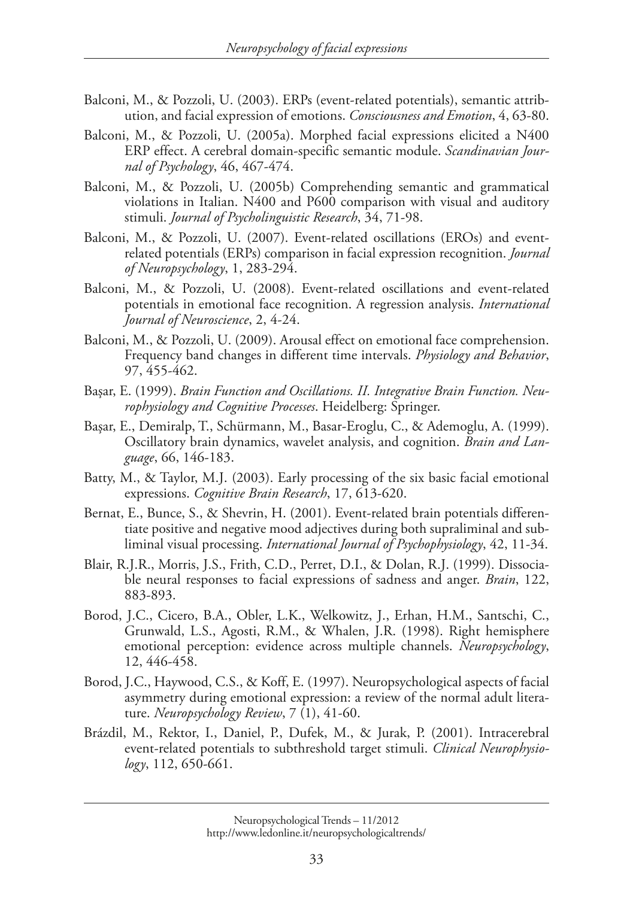Balconi, M., & Pozzoli, U. (2003). ERPs (event-related potentials), semantic attribution, and facial expression of emotions. *Consciousness and Emotion*, 4, 63-80.

Balconi, M., & Pozzoli, U. (2005a). Morphed facial expressions elicited a N400 ERP effect. A cerebral domain-specific semantic module. *Scandinavian Journal of Psychology*, 46, 467-474.

Balconi, M., & Pozzoli, U. (2005b) Comprehending semantic and grammatical violations in Italian. N400 and P600 comparison with visual and auditory stimuli. *Journal of Psycholinguistic Research*, 34, 71-98.

Balconi, M., & Pozzoli, U. (2007). Event-related oscillations (EROs) and event-related potentials (ERPs) comparison in facial expression recognition. *Journal of Neuropsychology*, 1, 283-294.

Balconi, M., & Pozzoli, U. (2008). Event-related oscillations and event-related potentials in emotional face recognition. A regression analysis. *International Journal of Neuroscience*, 2, 4-24.

Balconi, M., & Pozzoli, U. (2009). Arousal effect on emotional face comprehension. Frequency band changes in different time intervals. *Physiology and Behavior*, 97, 455-462.

Başar, E. (1999). *Brain Function and Oscillations. II. Integrative Brain Function. Neurophysiology and Cognitive Processes*. Heidelberg: Springer.

Başar, E., Demiralp, T., Schürmann, M., Basar-Eroglu, C., & Ademoglu, A. (1999). Oscillatory brain dynamics, wavelet analysis, and cognition. *Brain and Language*, 66, 146-183.

Batty, M., & Taylor, M.J. (2003). Early processing of the six basic facial emotional expressions. *Cognitive Brain Research*, 17, 613-620.

Bernat, E., Bunce, S., & Shevrin, H. (2001). Event-related brain potentials differentiate positive and negative mood adjectives during both supraliminal and subliminal visual processing. *International Journal of Psychophysiology*, 42, 11-34.

Blair, R.J.R., Morris, J.S., Frith, C.D., Perret, D.I., & Dolan, R.J. (1999). Dissociable neural responses to facial expressions of sadness and anger. *Brain*, 122, 883-893.

Borod, J.C., Cicero, B.A., Obler, L.K., Welkowitz, J., Erhan, H.M., Santschi, C., Grunwald, L.S., Agosti, R.M., & Whalen, J.R. (1998). Right hemisphere emotional perception: evidence across multiple channels. *Neuropsychology*, 12, 446-458.

Borod, J.C., Haywood, C.S., & Koff, E. (1997). Neuropsychological aspects of facial asymmetry during emotional expression: a review of the normal adult literature. *Neuropsychology Review*, 7 (1), 41-60.

Brázdil, M., Rektor, I., Daniel, P., Dufek, M., & Jurak, P. (2001). Intracerebral event-related potentials to subthreshold target stimuli. *Clinical Neurophysiology*, 112, 650-661.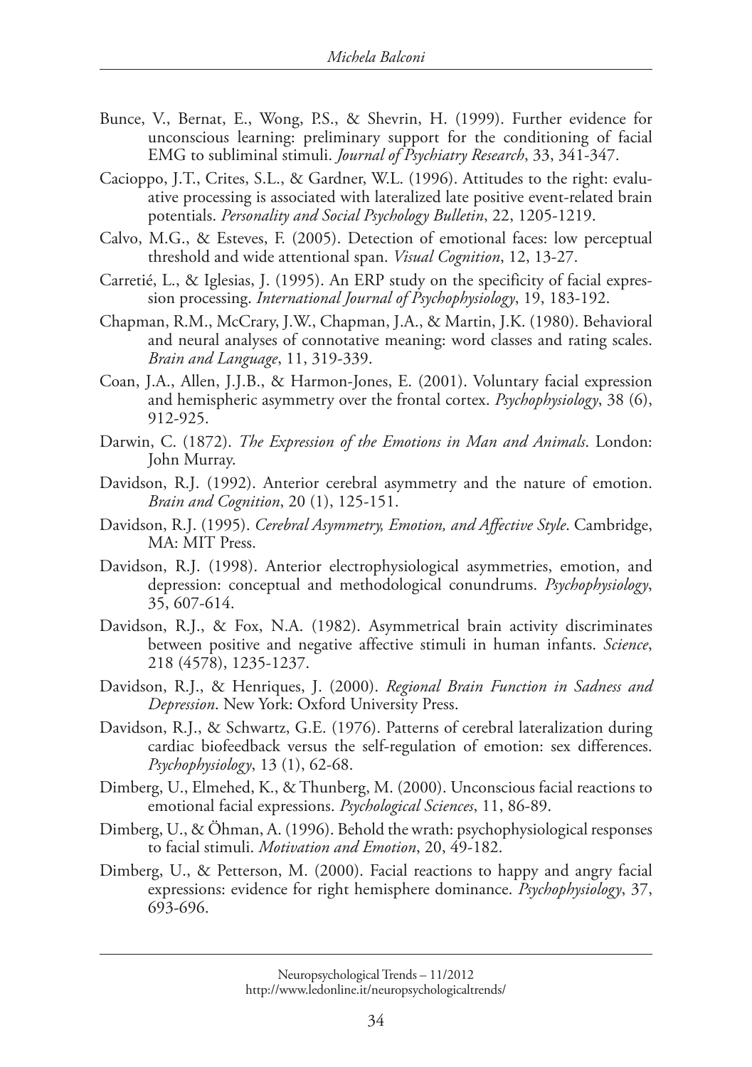Bunce, V., Bernat, E., Wong, P.S., & Shevrin, H. (1999). Further evidence for unconscious learning: preliminary support for the conditioning of facial EMG to subliminal stimuli. *Journal of Psychiatry Research*, 33, 341-347.

Cacioppo, J.T., Crites, S.L., & Gardner, W.L. (1996). Attitudes to the right: evaluative processing is associated with lateralized late positive event-related brain potentials. *Personality and Social Psychology Bulletin*, 22, 1205-1219.

Calvo, M.G., & Esteves, F. (2005). Detection of emotional faces: low perceptual threshold and wide attentional span. *Visual Cognition*, 12, 13-27.

Carretié, L., & Iglesias, J. (1995). An ERP study on the specificity of facial expression processing. *International Journal of Psychophysiology*, 19, 183-192.

Chapman, R.M., McCrary, J.W., Chapman, J.A., & Martin, J.K. (1980). Behavioral and neural analyses of connotative meaning: word classes and rating scales. *Brain and Language*, 11, 319-339.

Coan, J.A., Allen, J.J.B., & Harmon-Jones, E. (2001). Voluntary facial expression and hemispheric asymmetry over the frontal cortex. *Psychophysiology*, 38 (6), 912-925.

Darwin, C. (1872). *The Expression of the Emotions in Man and Animals*. London: John Murray.

Davidson, R.J. (1992). Anterior cerebral asymmetry and the nature of emotion. *Brain and Cognition*, 20 (1), 125-151.

Davidson, R.J. (1995). *Cerebral Asymmetry, Emotion, and Affective Style*. Cambridge, MA: MIT Press.

Davidson, R.J. (1998). Anterior electrophysiological asymmetries, emotion, and depression: conceptual and methodological conundrums. *Psychophysiology*, 35, 607-614.

Davidson, R.J., & Fox, N.A. (1982). Asymmetrical brain activity discriminates between positive and negative affective stimuli in human infants. *Science*, 218 (4578), 1235-1237.

Davidson, R.J., & Henriques, J. (2000). *Regional Brain Function in Sadness and Depression*. New York: Oxford University Press.

Davidson, R.J., & Schwartz, G.E. (1976). Patterns of cerebral lateralization during cardiac biofeedback versus the self-regulation of emotion: sex differences. *Psychophysiology*, 13 (1), 62-68.

Dimberg, U., Elmehed, K., & Thunberg, M. (2000). Unconscious facial reactions to emotional facial expressions. *Psychological Sciences*, 11, 86-89.

Dimberg, U., & Öhman, A. (1996). Behold the wrath: psychophysiological responses to facial stimuli. *Motivation and Emotion*, 20, 49-182.

Dimberg, U., & Petterson, M. (2000). Facial reactions to happy and angry facial expressions: evidence for right hemisphere dominance. *Psychophysiology*, 37, 693-696.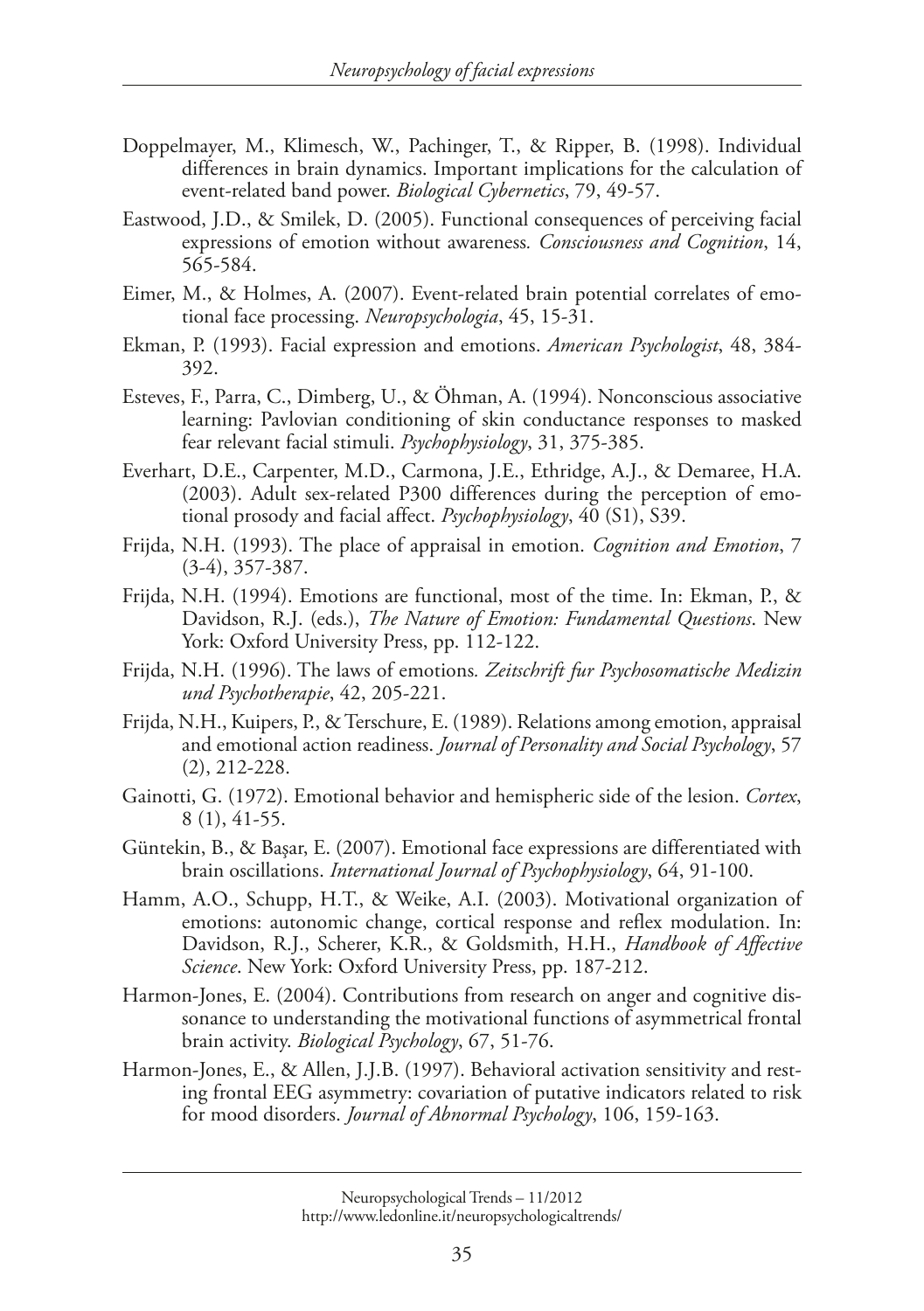Doppelmayer, M., Klimesch, W., Pachinger, T., & Ripper, B. (1998). Individual differences in brain dynamics. Important implications for the calculation of event-related band power. *Biological Cybernetics*, 79, 49-57.

Eastwood, J.D., & Smilek, D. (2005). Functional consequences of perceiving facial expressions of emotion without awareness. *Consciousness and Cognition*, 14, 565-584.

Eimer, M., & Holmes, A. (2007). Event-related brain potential correlates of emotional face processing. *Neuropsychologia*, 45, 15-31.

Ekman, P. (1993). Facial expression and emotions. *American Psychologist*, 48, 384-392.

Esteves, F., Parra, C., Dimberg, U., & Öhman, A. (1994). Nonconscious associative learning: Pavlovian conditioning of skin conductance responses to masked fear relevant facial stimuli. *Psychophysiology*, 31, 375-385.

Everhart, D.E., Carpenter, M.D., Carmona, J.E., Ethridge, A.J., & Demaree, H.A. (2003). Adult sex-related P300 differences during the perception of emotional prosody and facial affect. *Psychophysiology*, 40 (S1), S39.

Frijda, N.H. (1993). The place of appraisal in emotion. *Cognition and Emotion*, 7 (3-4), 357-387.

Frijda, N.H. (1994). Emotions are functional, most of the time. In: Ekman, P., & Davidson, R.J. (eds.), *The Nature of Emotion: Fundamental Questions*. New York: Oxford University Press, pp. 112-122.

Frijda, N.H. (1996). The laws of emotions. *Zeitschrift fur Psychosomatische Medizin und Psychotherapie*, 42, 205-221.

Frijda, N.H., Kuipers, P., & Terschure, E. (1989). Relations among emotion, appraisal and emotional action readiness. *Journal of Personality and Social Psychology*, 57 (2), 212-228.

Gainotti, G. (1972). Emotional behavior and hemispheric side of the lesion. *Cortex*, 8 (1), 41-55.

Güntekin, B., & Başar, E. (2007). Emotional face expressions are differentiated with brain oscillations. *International Journal of Psychophysiology*, 64, 91-100.

Hamm, A.O., Schupp, H.T., & Weike, A.I. (2003). Motivational organization of emotions: autonomic change, cortical response and reflex modulation. In: Davidson, R.J., Scherer, K.R., & Goldsmith, H.H., *Handbook of Affective Science*. New York: Oxford University Press, pp. 187-212.

Harmon-Jones, E. (2004). Contributions from research on anger and cognitive dissonance to understanding the motivational functions of asymmetrical frontal brain activity. *Biological Psychology*, 67, 51-76.

Harmon-Jones, E., & Allen, J.J.B. (1997). Behavioral activation sensitivity and resting frontal EEG asymmetry: covariation of putative indicators related to risk for mood disorders. *Journal of Abnormal Psychology*, 106, 159-163.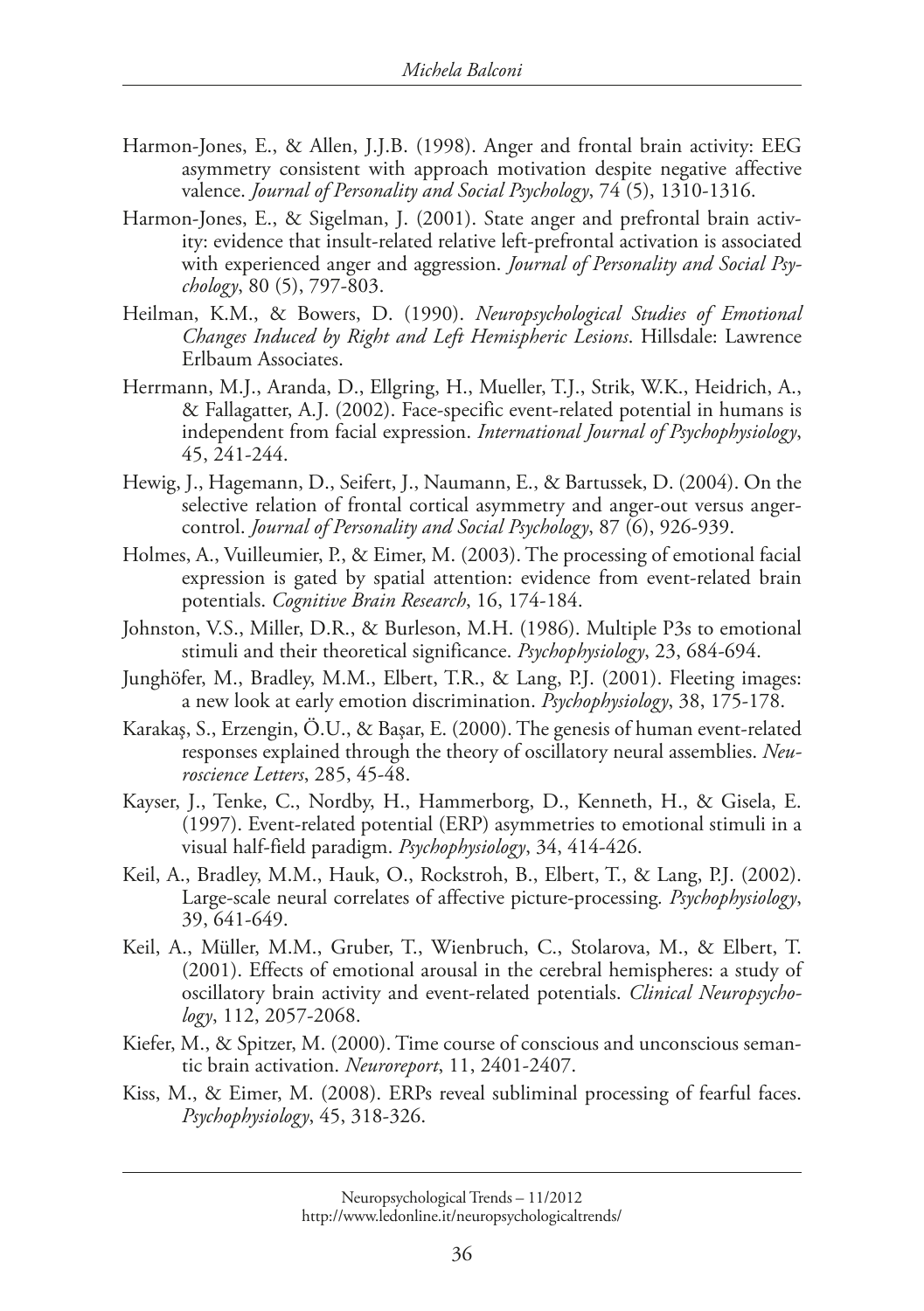Harmon-Jones, E., & Allen, J.J.B. (1998). Anger and frontal brain activity: EEG asymmetry consistent with approach motivation despite negative affective valence. *Journal of Personality and Social Psychology*, 74 (5), 1310-1316.

Harmon-Jones, E., & Sigelman, J. (2001). State anger and prefrontal brain activity: evidence that insult-related relative left-prefrontal activation is associated with experienced anger and aggression. *Journal of Personality and Social Psychology*, 80 (5), 797-803.

Heilman, K.M., & Bowers, D. (1990). *Neuropsychological Studies of Emotional Changes Induced by Right and Left Hemispheric Lesions*. Hillsdale: Lawrence Erlbaum Associates.

Herrmann, M.J., Aranda, D., Ellgring, H., Mueller, T.J., Strik, W.K., Heidrich, A., & Fallagatter, A.J. (2002). Face-specific event-related potential in humans is independent from facial expression. *International Journal of Psychophysiology*, 45, 241-244.

Hewig, J., Hagemann, D., Seifert, J., Naumann, E., & Bartussek, D. (2004). On the selective relation of frontal cortical asymmetry and anger-out versus anger-control. *Journal of Personality and Social Psychology*, 87 (6), 926-939.

Holmes, A., Vuilleumier, P., & Eimer, M. (2003). The processing of emotional facial expression is gated by spatial attention: evidence from event-related brain potentials. *Cognitive Brain Research*, 16, 174-184.

Johnston, V.S., Miller, D.R., & Burleson, M.H. (1986). Multiple P3s to emotional stimuli and their theoretical significance. *Psychophysiology*, 23, 684-694.

Junghöfer, M., Bradley, M.M., Elbert, T.R., & Lang, P.J. (2001). Fleeting images: a new look at early emotion discrimination. *Psychophysiology*, 38, 175-178.

Karakaş, S., Erzengin, Ö.U., & Başar, E. (2000). The genesis of human event-related responses explained through the theory of oscillatory neural assemblies. *Neuroscience Letters*, 285, 45-48.

Kayser, J., Tenke, C., Nordby, H., Hammerborg, D., Kenneth, H., & Gisela, E. (1997). Event-related potential (ERP) asymmetries to emotional stimuli in a visual half-field paradigm. *Psychophysiology*, 34, 414-426.

Keil, A., Bradley, M.M., Hauk, O., Rockstroh, B., Elbert, T., & Lang, P.J. (2002). Large-scale neural correlates of affective picture-processing. *Psychophysiology*, 39, 641-649.

Keil, A., Müller, M.M., Gruber, T., Wienbruch, C., Stolarova, M., & Elbert, T. (2001). Effects of emotional arousal in the cerebral hemispheres: a study of oscillatory brain activity and event-related potentials. *Clinical Neuropsychology*, 112, 2057-2068.

Kiefer, M., & Spitzer, M. (2000). Time course of conscious and unconscious semantic brain activation. *Neuroreport*, 11, 2401-2407.

Kiss, M., & Eimer, M. (2008). ERPs reveal subliminal processing of fearful faces. *Psychophysiology*, 45, 318-326.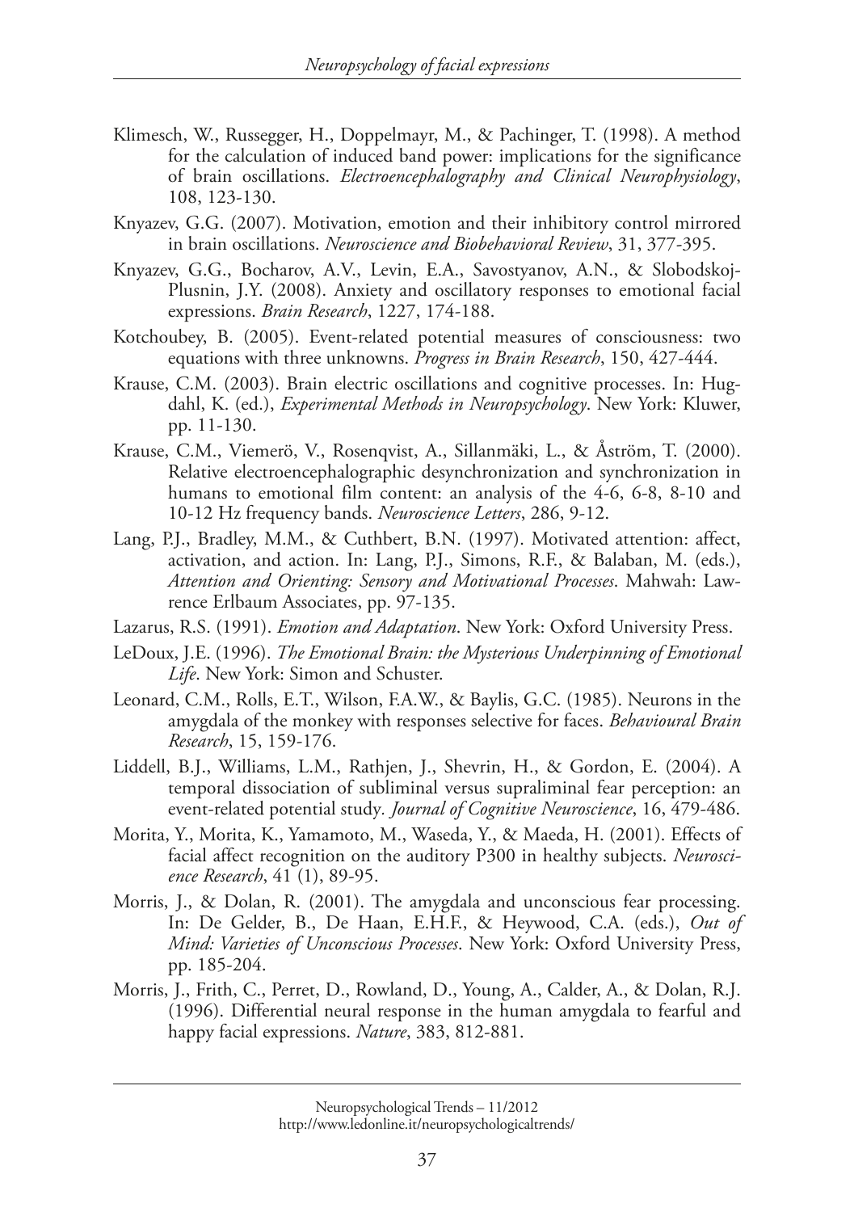Klimesch, W., Russegger, H., Doppelmayr, M., & Pachinger, T. (1998). A method for the calculation of induced band power: implications for the significance of brain oscillations. *Electroencephalography and Clinical Neurophysiology*, 108, 123-130.

Knyazev, G.G. (2007). Motivation, emotion and their inhibitory control mirrored in brain oscillations. *Neuroscience and Biobehavioral Review*, 31, 377-395.

Knyazev, G.G., Bocharov, A.V., Levin, E.A., Savostyanov, A.N., & Slobodskoj-Plusnin, J.Y. (2008). Anxiety and oscillatory responses to emotional facial expressions. *Brain Research*, 1227, 174-188.

Kotchoubey, B. (2005). Event-related potential measures of consciousness: two equations with three unknowns. *Progress in Brain Research*, 150, 427-444.

Krause, C.M. (2003). Brain electric oscillations and cognitive processes. In: Hugdahl, K. (ed.), *Experimental Methods in Neuropsychology*. New York: Kluwer, pp. 11-130.

Krause, C.M., Viemerö, V., Rosenqvist, A., Sillanmäki, L., & Åström, T. (2000). Relative electroencephalographic desynchronization and synchronization in humans to emotional film content: an analysis of the 4-6, 6-8, 8-10 and 10-12 Hz frequency bands. *Neuroscience Letters*, 286, 9-12.

Lang, P.J., Bradley, M.M., & Cuthbert, B.N. (1997). Motivated attention: affect, activation, and action. In: Lang, P.J., Simons, R.F., & Balaban, M. (eds.), *Attention and Orienting: Sensory and Motivational Processes*. Mahwah: Lawrence Erlbaum Associates, pp. 97-135.

Lazarus, R.S. (1991). *Emotion and Adaptation*. New York: Oxford University Press.

LeDoux, J.E. (1996). *The Emotional Brain: the Mysterious Underpinning of Emotional Life*. New York: Simon and Schuster.

Leonard, C.M., Rolls, E.T., Wilson, F.A.W., & Baylis, G.C. (1985). Neurons in the amygdala of the monkey with responses selective for faces. *Behavioural Brain Research*, 15, 159-176.

Liddell, B.J., Williams, L.M., Rathjen, J., Shevrin, H., & Gordon, E. (2004). A temporal dissociation of subliminal versus supraliminal fear perception: an event-related potential study. *Journal of Cognitive Neuroscience*, 16, 479-486.

Morita, Y., Morita, K., Yamamoto, M., Waseda, Y., & Maeda, H. (2001). Effects of facial affect recognition on the auditory P300 in healthy subjects. *Neuroscience Research*, 41 (1), 89-95.

Morris, J., & Dolan, R. (2001). The amygdala and unconscious fear processing. In: De Gelder, B., De Haan, E.H.F., & Heywood, C.A. (eds.), *Out of Mind: Varieties of Unconscious Processes*. New York: Oxford University Press, pp. 185-204.

Morris, J., Frith, C., Perret, D., Rowland, D., Young, A., Calder, A., & Dolan, R.J. (1996). Differential neural response in the human amygdala to fearful and happy facial expressions. *Nature*, 383, 812-881.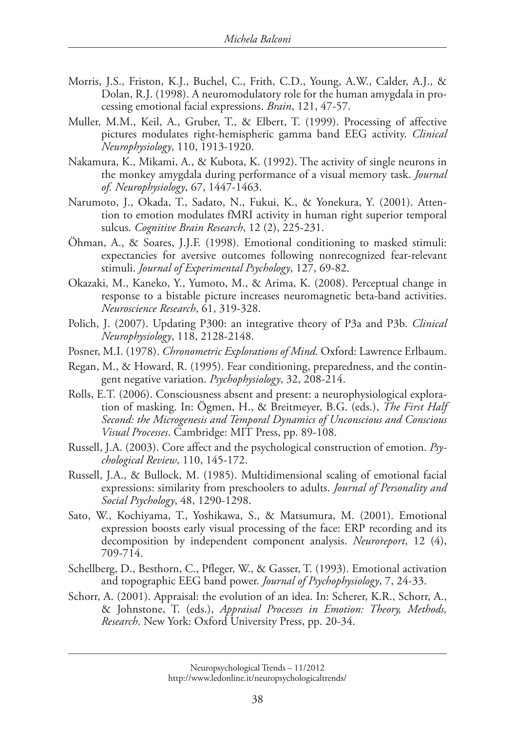Morris, J.S., Friston, K.J., Buchel, C., Frith, C.D., Young, A.W., Calder, A.J., & Dolan, R.J. (1998). A neuromodulatory role for the human amygdala in processing emotional facial expressions. *Brain*, 121, 47-57.

Muller, M.M., Keil, A., Gruber, T., & Elbert, T. (1999). Processing of affective pictures modulates right-hemispheric gamma band EEG activity. *Clinical Neurophysiology*, 110, 1913-1920.

Nakamura, K., Mikami, A., & Kubota, K. (1992). The activity of single neurons in the monkey amygdala during performance of a visual memory task. *Journal of. Neurophysiology*, 67, 1447-1463.

Narumoto, J., Okada, T., Sadato, N., Fukui, K., & Yonekura, Y. (2001). Attention to emotion modulates fMRI activity in human right superior temporal sulcus. *Cognitive Brain Research*, 12 (2), 225-231.

Öhman, A., & Soares, J.J.F. (1998). Emotional conditioning to masked stimuli: expectancies for aversive outcomes following nonrecognized fear-relevant stimuli. *Journal of Experimental Psychology*, 127, 69-82.

Okazaki, M., Kaneko, Y., Yumoto, M., & Arima, K. (2008). Perceptual change in response to a bistable picture increases neuromagnetic beta-band activities. *Neuroscience Research*, 61, 319-328.

Polich, J. (2007). Updating P300: an integrative theory of P3a and P3b. *Clinical Neurophysiology*, 118, 2128-2148.

Posner, M.I. (1978). *Chronometric Explorations of Mind*. Oxford: Lawrence Erlbaum.

Regan, M., & Howard, R. (1995). Fear conditioning, preparedness, and the contingent negative variation. *Psychophysiology*, 32, 208-214.

Rolls, E.T. (2006). Consciousness absent and present: a neurophysiological exploration of masking. In: Ögmen, H., & Breitmeyer, B.G. (eds.), *The First Half Second: the Microgenesis and Temporal Dynamics of Unconscious and Conscious Visual Processes*. Cambridge: MIT Press, pp. 89-108.

Russell, J.A. (2003). Core affect and the psychological construction of emotion. *Psychological Review*, 110, 145-172.

Russell, J.A., & Bullock, M. (1985). Multidimensional scaling of emotional facial expressions: similarity from preschoolers to adults. *Journal of Personality and Social Psychology*, 48, 1290-1298.

Sato, W., Kochiyama, T., Yoshikawa, S., & Matsumura, M. (2001). Emotional expression boosts early visual processing of the face: ERP recording and its decomposition by independent component analysis. *Neuroreport*, 12 (4), 709-714.

Schellberg, D., Besthorn, C., Pfleger, W., & Gasser, T. (1993). Emotional activation and topographic EEG band power. *Journal of Psychophysiology*, 7, 24-33.

Schorr, A. (2001). Appraisal: the evolution of an idea. In: Scherer, K.R., Schorr, A., & Johnstone, T. (eds.), *Appraisal Processes in Emotion: Theory, Methods, Research*. New York: Oxford University Press, pp. 20-34.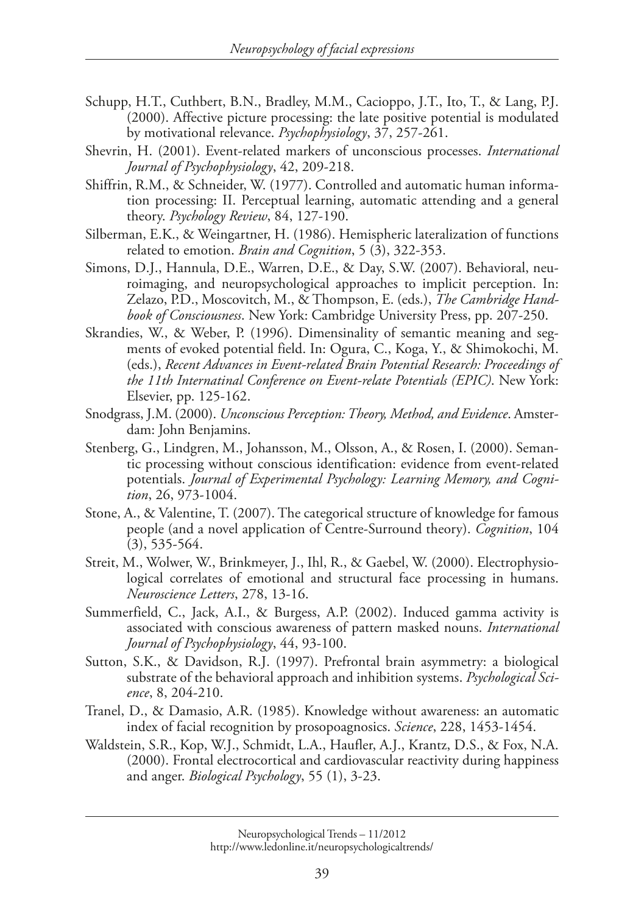Schupp, H.T., Cuthbert, B.N., Bradley, M.M., Cacioppo, J.T., Ito, T., & Lang, P.J. (2000). Affective picture processing: the late positive potential is modulated by motivational relevance. *Psychophysiology*, 37, 257-261.

Shevrin, H. (2001). Event-related markers of unconscious processes. *International Journal of Psychophysiology*, 42, 209-218.

Shiffrin, R.M., & Schneider, W. (1977). Controlled and automatic human information processing: II. Perceptual learning, automatic attending and a general theory. *Psychology Review*, 84, 127-190.

Silberman, E.K., & Weingartner, H. (1986). Hemispheric lateralization of functions related to emotion. *Brain and Cognition*, 5 (3), 322-353.

Simons, D.J., Hannula, D.E., Warren, D.E., & Day, S.W. (2007). Behavioral, neuroimaging, and neuropsychological approaches to implicit perception. In: Zelazo, P.D., Moscovitch, M., & Thompson, E. (eds.), *The Cambridge Handbook of Consciousness*. New York: Cambridge University Press, pp. 207-250.

Skrandies, W., & Weber, P. (1996). Dimensinality of semantic meaning and segments of evoked potential field. In: Ogura, C., Koga, Y., & Shimokochi, M. (eds.), *Recent Advances in Event-related Brain Potential Research: Proceedings of the 11th Internatinal Conference on Event-relate Potentials (EPIC)*. New York: Elsevier, pp. 125-162.

Snodgrass, J.M. (2000). *Unconscious Perception: Theory, Method, and Evidence*. Amsterdam: John Benjamins.

Stenberg, G., Lindgren, M., Johansson, M., Olsson, A., & Rosen, I. (2000). Semantic processing without conscious identification: evidence from event-related potentials. *Journal of Experimental Psychology: Learning Memory, and Cognition*, 26, 973-1004.

Stone, A., & Valentine, T. (2007). The categorical structure of knowledge for famous people (and a novel application of Centre-Surround theory). *Cognition*, 104 (3), 535-564.

Streit, M., Wolwer, W., Brinkmeyer, J., Ihl, R., & Gaebel, W. (2000). Electrophysiological correlates of emotional and structural face processing in humans. *Neuroscience Letters*, 278, 13-16.

Summerfield, C., Jack, A.I., & Burgess, A.P. (2002). Induced gamma activity is associated with conscious awareness of pattern masked nouns. *International Journal of Psychophysiology*, 44, 93-100.

Sutton, S.K., & Davidson, R.J. (1997). Prefrontal brain asymmetry: a biological substrate of the behavioral approach and inhibition systems. *Psychological Science*, 8, 204-210.

Tranel, D., & Damasio, A.R. (1985). Knowledge without awareness: an automatic index of facial recognition by prosopoagnosics. *Science*, 228, 1453-1454.

Waldstein, S.R., Kop, W.J., Schmidt, L.A., Haufler, A.J., Krantz, D.S., & Fox, N.A. (2000). Frontal electrocortical and cardiovascular reactivity during happiness and anger. *Biological Psychology*, 55 (1), 3-23.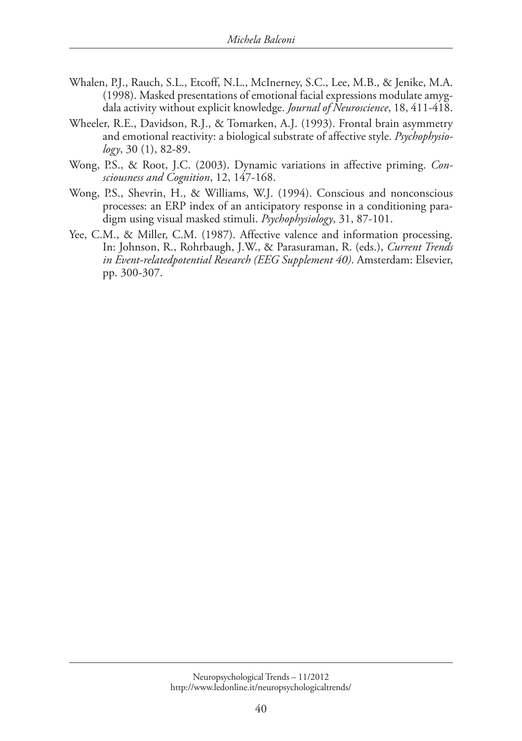Whalen, P.J., Rauch, S.L., Etcoff, N.L., McInerney, S.C., Lee, M.B., & Jenike, M.A. (1998). Masked presentations of emotional facial expressions modulate amygdala activity without explicit knowledge. *Journal of Neuroscience*, 18, 411-418.

Wheeler, R.E., Davidson, R.J., & Tomarken, A.J. (1993). Frontal brain asymmetry and emotional reactivity: a biological substrate of affective style. *Psychophysiology*, 30 (1), 82-89.

Wong, P.S., & Root, J.C. (2003). Dynamic variations in affective priming. *Consciousness and Cognition*, 12, 147-168.

Wong, P.S., Shevrin, H., & Williams, W.J. (1994). Conscious and nonconscious processes: an ERP index of an anticipatory response in a conditioning paradigm using visual masked stimuli. *Psychophysiology*, 31, 87-101.

Yee, C.M., & Miller, C.M. (1987). Affective valence and information processing. In: Johnson, R., Rohrbaugh, J.W., & Parasuraman, R. (eds.), *Current Trends in Event-relatedpotential Research (EEG Supplement 40)*. Amsterdam: Elsevier, pp. 300-307.